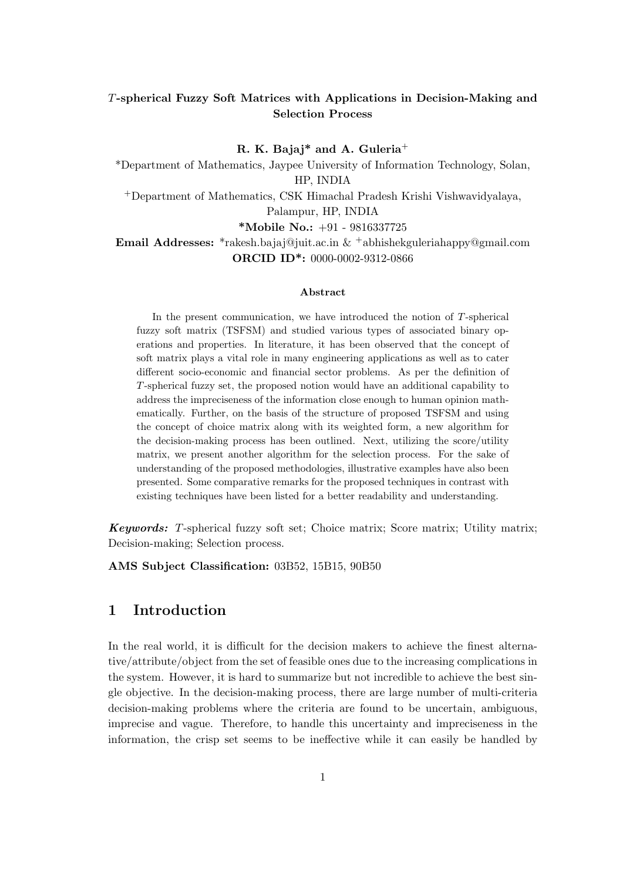# $T$-spherical Fuzzy Soft Matrices with Applications in Decision-Making and Selection Process

**R. K. Bajaj\* and A. Guleria+**

\*Department of Mathematics, Jaypee University of Information Technology, Solan, HP, INDIA

+Department of Mathematics, CSK Himachal Pradesh Krishi Vishwavidyalaya, Palampur, HP, INDIA

**\*Mobile No.:** +91 - 9816337725

**Email Addresses:** \*rakesh.bajaj@juit.ac.in & +abhishekguleriahappy@gmail.com

**ORCID ID\*:** 0000-0002-9312-0866

### Abstract

In the present communication, we have introduced the notion of $T$-spherical fuzzy soft matrix (TSFSM) and studied various types of associated binary operations and properties. In literature, it has been observed that the concept of soft matrix plays a vital role in many engineering applications as well as to cater different socio-economic and financial sector problems. As per the definition of $T$-spherical fuzzy set, the proposed notion would have an additional capability to address the impreciseness of the information close enough to human opinion mathematically. Further, on the basis of the structure of proposed TSFSM and using the concept of choice matrix along with its weighted form, a new algorithm for the decision-making process has been outlined. Next, utilizing the score/utility matrix, we present another algorithm for the selection process. For the sake of understanding of the proposed methodologies, illustrative examples have also been presented. Some comparative remarks for the proposed techniques in contrast with existing techniques have been listed for a better readability and understanding.

***Keywords:*** $T$-spherical fuzzy soft set; Choice matrix; Score matrix; Utility matrix; Decision-making; Selection process.

**AMS Subject Classification:** 03B52, 15B15, 90B50

## 1 Introduction

In the real world, it is difficult for the decision makers to achieve the finest alternative/attribute/object from the set of feasible ones due to the increasing complications in the system. However, it is hard to summarize but not incredible to achieve the best single objective. In the decision-making process, there are large number of multi-criteria decision-making problems where the criteria are found to be uncertain, ambiguous, imprecise and vague. Therefore, to handle this uncertainty and impreciseness in the information, the crisp set seems to be ineffective while it can easily be handled by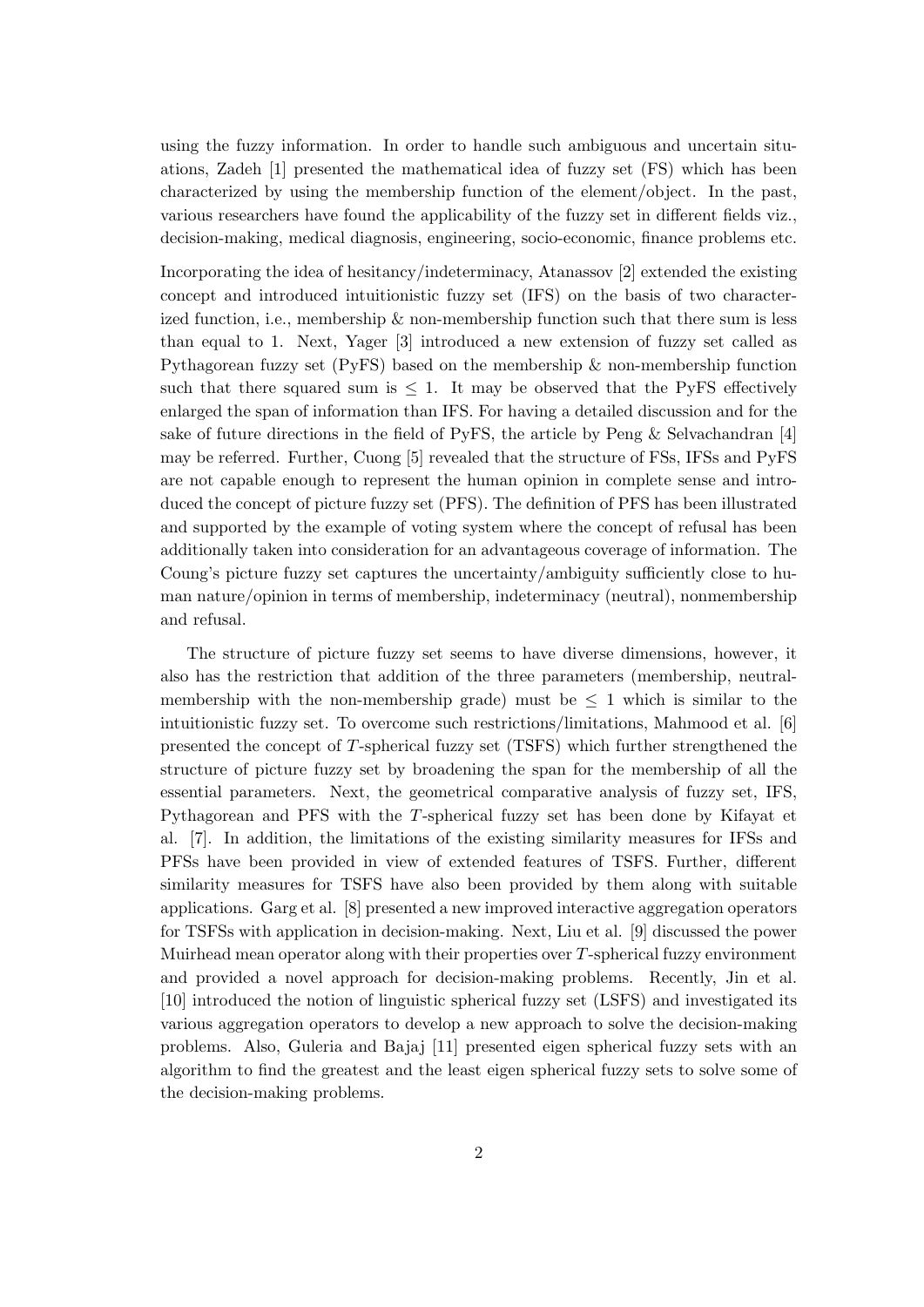using the fuzzy information. In order to handle such ambiguous and uncertain situations, Zadeh [1] presented the mathematical idea of fuzzy set (FS) which has been characterized by using the membership function of the element/object. In the past, various researchers have found the applicability of the fuzzy set in different fields viz., decision-making, medical diagnosis, engineering, socio-economic, finance problems etc.

Incorporating the idea of hesitancy/indeterminacy, Atanassov [2] extended the existing concept and introduced intuitionistic fuzzy set (IFS) on the basis of two characterized function, i.e., membership & non-membership function such that there sum is less than equal to 1. Next, Yager [3] introduced a new extension of fuzzy set called as Pythagorean fuzzy set (PyFS) based on the membership & non-membership function such that there squared sum is $\leq 1$. It may be observed that the PyFS effectively enlarged the span of information than IFS. For having a detailed discussion and for the sake of future directions in the field of PyFS, the article by Peng & Selvachandran [4] may be referred. Further, Cuong [5] revealed that the structure of FSs, IFSs and PyFS are not capable enough to represent the human opinion in complete sense and introduced the concept of picture fuzzy set (PFS). The definition of PFS has been illustrated and supported by the example of voting system where the concept of refusal has been additionally taken into consideration for an advantageous coverage of information. The Coung's picture fuzzy set captures the uncertainty/ambiguity sufficiently close to human nature/opinion in terms of membership, indeterminacy (neutral), nonmembership and refusal.

The structure of picture fuzzy set seems to have diverse dimensions, however, it also has the restriction that addition of the three parameters (membership, neutral-membership with the non-membership grade) must be $\leq 1$ which is similar to the intuitionistic fuzzy set. To overcome such restrictions/limitations, Mahmood et al. [6] presented the concept of $T$-spherical fuzzy set (TSFS) which further strengthened the structure of picture fuzzy set by broadening the span for the membership of all the essential parameters. Next, the geometrical comparative analysis of fuzzy set, IFS, Pythagorean and PFS with the $T$-spherical fuzzy set has been done by Kifayat et al. [7]. In addition, the limitations of the existing similarity measures for IFSs and PFSs have been provided in view of extended features of TSFS. Further, different similarity measures for TSFS have also been provided by them along with suitable applications. Garg et al. [8] presented a new improved interactive aggregation operators for TSFSs with application in decision-making. Next, Liu et al. [9] discussed the power Muirhead mean operator along with their properties over $T$-spherical fuzzy environment and provided a novel approach for decision-making problems. Recently, Jin et al. [10] introduced the notion of linguistic spherical fuzzy set (LSFS) and investigated its various aggregation operators to develop a new approach to solve the decision-making problems. Also, Guleria and Bajaj [11] presented eigen spherical fuzzy sets with an algorithm to find the greatest and the least eigen spherical fuzzy sets to solve some of the decision-making problems.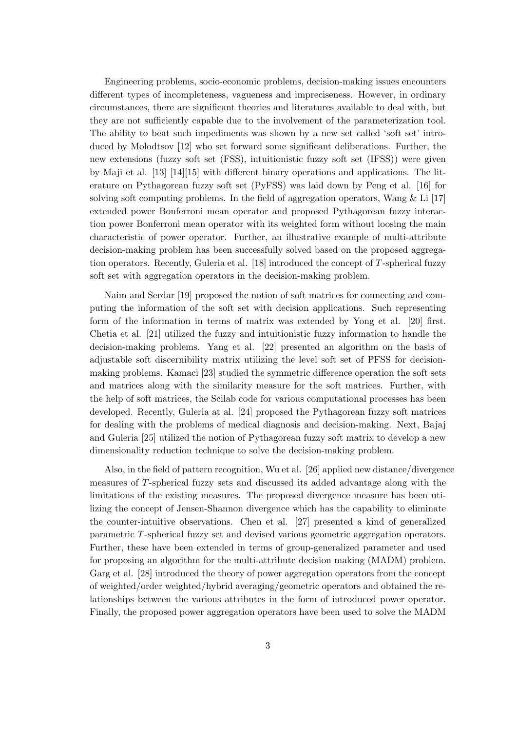Engineering problems, socio-economic problems, decision-making issues encounters different types of incompleteness, vagueness and impreciseness. However, in ordinary circumstances, there are significant theories and literatures available to deal with, but they are not sufficiently capable due to the involvement of the parameterization tool. The ability to beat such impediments was shown by a new set called 'soft set' introduced by Molodtsov [12] who set forward some significant deliberations. Further, the new extensions (fuzzy soft set (FSS), intuitionistic fuzzy soft set (IFSS)) were given by Maji et al. [13] [14][15] with different binary operations and applications. The literature on Pythagorean fuzzy soft set (PyFSS) was laid down by Peng et al. [16] for solving soft computing problems. In the field of aggregation operators, Wang & Li [17] extended power Bonferroni mean operator and proposed Pythagorean fuzzy interaction power Bonferroni mean operator with its weighted form without loosing the main characteristic of power operator. Further, an illustrative example of multi-attribute decision-making problem has been successfully solved based on the proposed aggregation operators. Recently, Guleria et al. [18] introduced the concept of $T$-spherical fuzzy soft set with aggregation operators in the decision-making problem.

Naim and Serdar [19] proposed the notion of soft matrices for connecting and computing the information of the soft set with decision applications. Such representing form of the information in terms of matrix was extended by Yong et al. [20] first. Chetia et al. [21] utilized the fuzzy and intuitionistic fuzzy information to handle the decision-making problems. Yang et al. [22] presented an algorithm on the basis of adjustable soft discernibility matrix utilizing the level soft set of PFSS for decision-making problems. Kamaci [23] studied the symmetric difference operation the soft sets and matrices along with the similarity measure for the soft matrices. Further, with the help of soft matrices, the Scilab code for various computational processes has been developed. Recently, Guleria at al. [24] proposed the Pythagorean fuzzy soft matrices for dealing with the problems of medical diagnosis and decision-making. Next, Bajaj and Guleria [25] utilized the notion of Pythagorean fuzzy soft matrix to develop a new dimensionality reduction technique to solve the decision-making problem.

Also, in the field of pattern recognition, Wu et al. [26] applied new distance/divergence measures of $T$-spherical fuzzy sets and discussed its added advantage along with the limitations of the existing measures. The proposed divergence measure has been utilizing the concept of Jensen-Shannon divergence which has the capability to eliminate the counter-intuitive observations. Chen et al. [27] presented a kind of generalized parametric $T$-spherical fuzzy set and devised various geometric aggregation operators. Further, these have been extended in terms of group-generalized parameter and used for proposing an algorithm for the multi-attribute decision making (MADM) problem. Garg et al. [28] introduced the theory of power aggregation operators from the concept of weighted/order weighted/hybrid averaging/geometric operators and obtained the relationships between the various attributes in the form of introduced power operator. Finally, the proposed power aggregation operators have been used to solve the MADM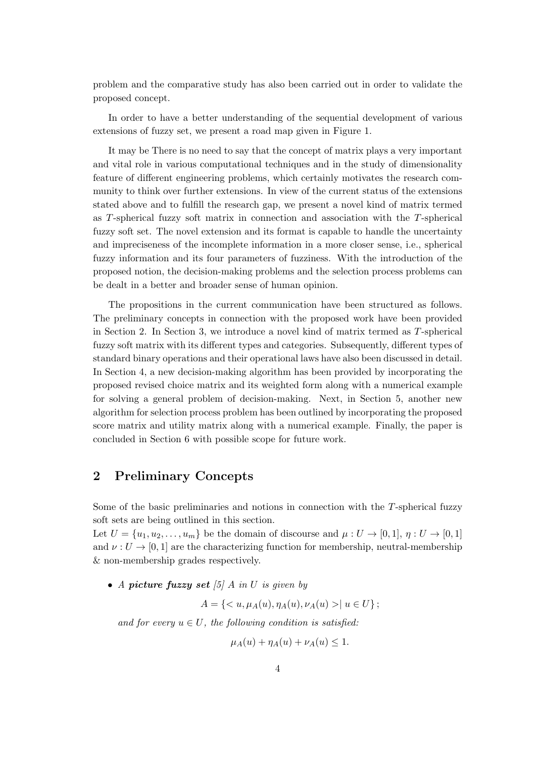problem and the comparative study has also been carried out in order to validate the proposed concept.

In order to have a better understanding of the sequential development of various extensions of fuzzy set, we present a road map given in Figure 1.

It may be There is no need to say that the concept of matrix plays a very important and vital role in various computational techniques and in the study of dimensionality feature of different engineering problems, which certainly motivates the research community to think over further extensions. In view of the current status of the extensions stated above and to fulfill the research gap, we present a novel kind of matrix termed as $T$-spherical fuzzy soft matrix in connection and association with the $T$-spherical fuzzy soft set. The novel extension and its format is capable to handle the uncertainty and impreciseness of the incomplete information in a more closer sense, i.e., spherical fuzzy information and its four parameters of fuzziness. With the introduction of the proposed notion, the decision-making problems and the selection process problems can be dealt in a better and broader sense of human opinion.

The propositions in the current communication have been structured as follows. The preliminary concepts in connection with the proposed work have been provided in Section 2. In Section 3, we introduce a novel kind of matrix termed as $T$-spherical fuzzy soft matrix with its different types and categories. Subsequently, different types of standard binary operations and their operational laws have also been discussed in detail. In Section 4, a new decision-making algorithm has been provided by incorporating the proposed revised choice matrix and its weighted form along with a numerical example for solving a general problem of decision-making. Next, in Section 5, another new algorithm for selection process problem has been outlined by incorporating the proposed score matrix and utility matrix along with a numerical example. Finally, the paper is concluded in Section 6 with possible scope for future work.

## 2 Preliminary Concepts

Some of the basic preliminaries and notions in connection with the $T$-spherical fuzzy soft sets are being outlined in this section.
Let $U = \{u_1, u_2, \ldots, u_m\}$ be the domain of discourse and $\mu : U \to [0, 1]$, $\eta : U \to [0, 1]$ and $\nu : U \to [0, 1]$ are the characterizing function for membership, neutral-membership & non-membership grades respectively.

- *A* ***picture fuzzy set*** *[5] A in U is given by*

$$A = \{< u, \mu_A(u), \eta_A(u), \nu_A(u) >| \ u \in U\};$$

*and for every $u \in U$, the following condition is satisfied:*

$$\mu_A(u) + \eta_A(u) + \nu_A(u) \leq 1.$$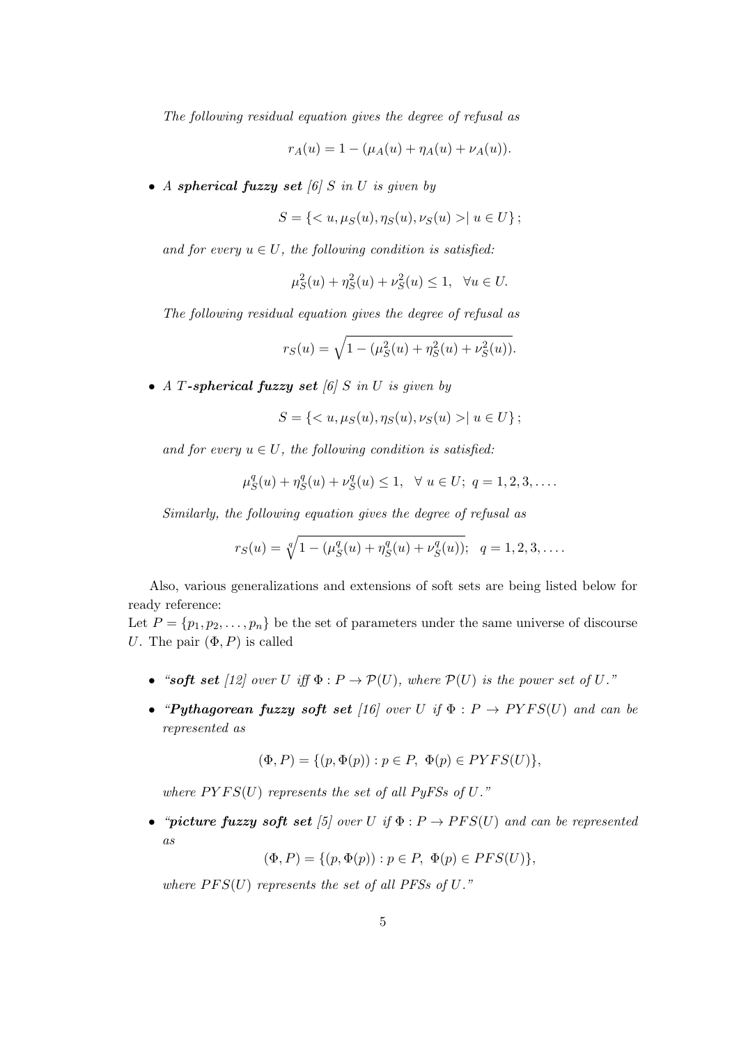*The following residual equation gives the degree of refusal as*

$$r_A(u) = 1 - (\mu_A(u) + \eta_A(u) + \nu_A(u)).$$

- *A* ***spherical fuzzy set*** *[6] $S$ in $U$ is given by*

  $$S = \{< u, \mu_S(u), \eta_S(u), \nu_S(u) > | \ u \in U\};$$

  *and for every $u \in U$, the following condition is satisfied:*

  $$\mu_S^2(u) + \eta_S^2(u) + \nu_S^2(u) \leq 1, \quad \forall u \in U.$$

  *The following residual equation gives the degree of refusal as*

  $$r_S(u) = \sqrt{1 - (\mu_S^2(u) + \eta_S^2(u) + \nu_S^2(u))}.$$

- *A* ***T-spherical fuzzy set*** *[6] $S$ in $U$ is given by*

  $$S = \{< u, \mu_S(u), \eta_S(u), \nu_S(u) > | \ u \in U\};$$

  *and for every $u \in U$, the following condition is satisfied:*

  $$\mu_S^q(u) + \eta_S^q(u) + \nu_S^q(u) \leq 1, \quad \forall \ u \in U; \ q = 1, 2, 3, \ldots.$$

  *Similarly, the following equation gives the degree of refusal as*

  $$r_S(u) = \sqrt[q]{1 - (\mu_S^q(u) + \eta_S^q(u) + \nu_S^q(u))}; \quad q = 1, 2, 3, \ldots.$$

Also, various generalizations and extensions of soft sets are being listed below for ready reference:
Let $P = \{p_1, p_2, \ldots, p_n\}$ be the set of parameters under the same universe of discourse $U$. The pair $(\Phi, P)$ is called

- *"**soft set** [12] over $U$ iff $\Phi : P \to \mathcal{P}(U)$, where $\mathcal{P}(U)$ is the power set of $U$."*

- *"**Pythagorean fuzzy soft set** [16] over $U$ if $\Phi : P \to PYFS(U)$ and can be represented as*

  $$(\Phi, P) = \{(p, \Phi(p)) : p \in P, \ \Phi(p) \in PYFS(U)\},$$

  *where $PYFS(U)$ represents the set of all PyFSs of $U$."*

- *"**picture fuzzy soft set** [5] over $U$ if $\Phi : P \to PFS(U)$ and can be represented as*

  $$(\Phi, P) = \{(p, \Phi(p)) : p \in P, \ \Phi(p) \in PFS(U)\},$$

  *where $PFS(U)$ represents the set of all PFSs of $U$."*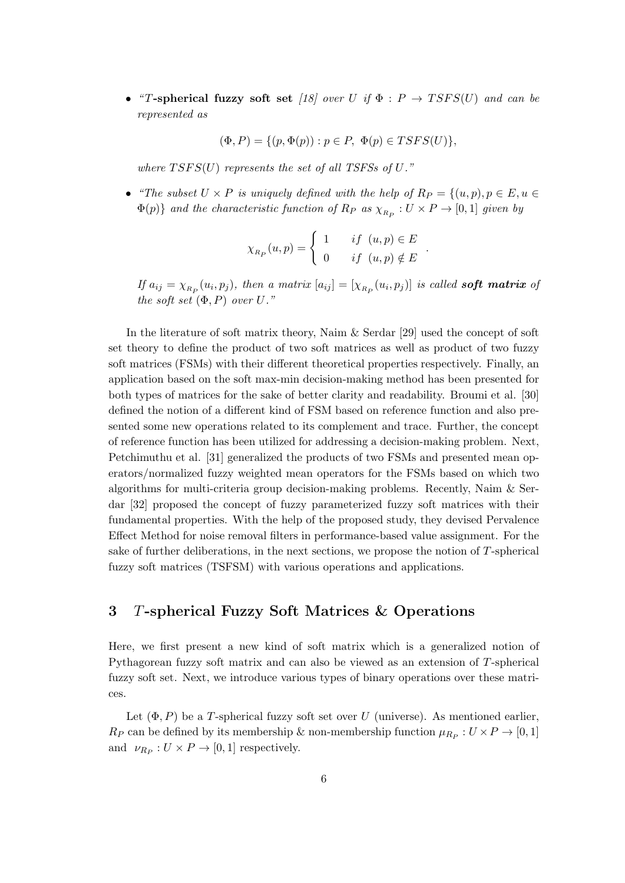- *"$T$-**spherical fuzzy soft set** [18] over $U$ if $\Phi : P \rightarrow TSFS(U)$ and can be represented as*

$$(\Phi, P) = \{(p, \Phi(p)) : p \in P,\ \Phi(p) \in TSFS(U)\},$$

  *where $TSFS(U)$ represents the set of all TSFSs of $U$."*

- *"The subset $U \times P$ is uniquely defined with the help of $R_P = \{(u, p), p \in E, u \in \Phi(p)\}$ and the characteristic function of $R_P$ as $\chi_{R_P} : U \times P \rightarrow [0, 1]$ given by*

$$\chi_{R_P}(u, p) = \begin{cases} 1 & if\ (u, p) \in E \\ 0 & if\ (u, p) \notin E \end{cases}.$$

  *If $a_{ij} = \chi_{R_P}(u_i, p_j)$, then a matrix $[a_{ij}] = [\chi_{R_P}(u_i, p_j)]$ is called **soft matrix** of the soft set $(\Phi, P)$ over $U$."*

In the literature of soft matrix theory, Naim & Serdar [29] used the concept of soft set theory to define the product of two soft matrices as well as product of two fuzzy soft matrices (FSMs) with their different theoretical properties respectively. Finally, an application based on the soft max-min decision-making method has been presented for both types of matrices for the sake of better clarity and readability. Broumi et al. [30] defined the notion of a different kind of FSM based on reference function and also presented some new operations related to its complement and trace. Further, the concept of reference function has been utilized for addressing a decision-making problem. Next, Petchimuthu et al. [31] generalized the products of two FSMs and presented mean operators/normalized fuzzy weighted mean operators for the FSMs based on which two algorithms for multi-criteria group decision-making problems. Recently, Naim & Serdar [32] proposed the concept of fuzzy parameterized fuzzy soft matrices with their fundamental properties. With the help of the proposed study, they devised Pervalence Effect Method for noise removal filters in performance-based value assignment. For the sake of further deliberations, in the next sections, we propose the notion of $T$-spherical fuzzy soft matrices (TSFSM) with various operations and applications.

# 3 $T$-spherical Fuzzy Soft Matrices & Operations

Here, we first present a new kind of soft matrix which is a generalized notion of Pythagorean fuzzy soft matrix and can also be viewed as an extension of $T$-spherical fuzzy soft set. Next, we introduce various types of binary operations over these matrices.

Let $(\Phi, P)$ be a $T$-spherical fuzzy soft set over $U$ (universe). As mentioned earlier, $R_P$ can be defined by its membership & non-membership function $\mu_{R_P} : U \times P \rightarrow [0, 1]$ and $\nu_{R_P} : U \times P \rightarrow [0, 1]$ respectively.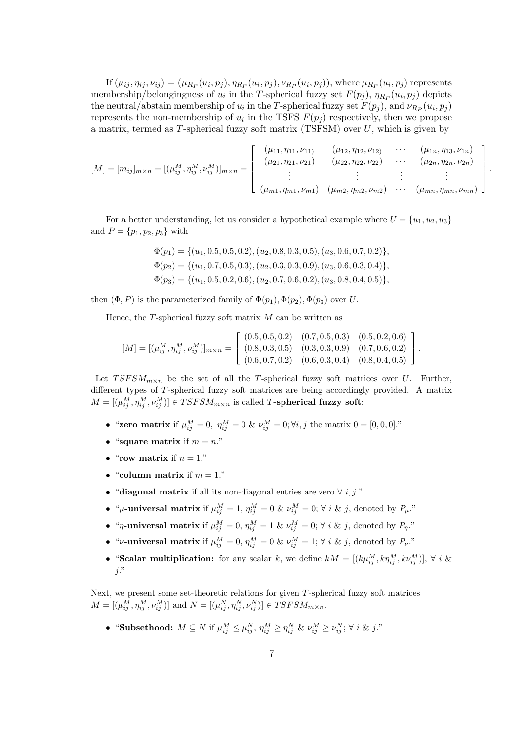If $(\mu_{ij}, \eta_{ij}, \nu_{ij}) = (\mu_{R_P}(u_i, p_j), \eta_{R_P}(u_i, p_j), \nu_{R_P}(u_i, p_j))$, where $\mu_{R_P}(u_i, p_j)$ represents membership/belongingness of $u_i$ in the $T$-spherical fuzzy set $F(p_j)$, $\eta_{R_P}(u_i, p_j)$ depicts the neutral/abstain membership of $u_i$ in the $T$-spherical fuzzy set $F(p_j)$, and $\nu_{R_P}(u_i, p_j)$ represents the non-membership of $u_i$ in the TSFS $F(p_j)$ respectively, then we propose a matrix, termed as $T$-spherical fuzzy soft matrix (TSFSM) over $U$, which is given by

$$[M] = [m_{ij}]_{m\times n} = [(\mu^M_{ij}, \eta^M_{ij}, \nu^M_{ij})]_{m\times n} = \begin{bmatrix} (\mu_{11}, \eta_{11}, \nu_{11)} & (\mu_{12}, \eta_{12}, \nu_{12)} & \cdots & (\mu_{1n}, \eta_{13}, \nu_{1n}) \\ (\mu_{21}, \eta_{21}, \nu_{21}) & (\mu_{22}, \eta_{22}, \nu_{22}) & \cdots & (\mu_{2n}, \eta_{2n}, \nu_{2n}) \\ \vdots & \vdots & \vdots & \vdots \\ (\mu_{m1}, \eta_{m1}, \nu_{m1}) & (\mu_{m2}, \eta_{m2}, \nu_{m2}) & \cdots & (\mu_{mn}, \eta_{mn}, \nu_{mn}) \end{bmatrix}.$$

For a better understanding, let us consider a hypothetical example where $U = \{u_1, u_2, u_3\}$ and $P = \{p_1, p_2, p_3\}$ with

$$\Phi(p_1) = \{(u_1, 0.5, 0.5, 0.2), (u_2, 0.8, 0.3, 0.5), (u_3, 0.6, 0.7, 0.2)\},$$
$$\Phi(p_2) = \{(u_1, 0.7, 0.5, 0.3), (u_2, 0.3, 0.3, 0.9), (u_3, 0.6, 0.3, 0.4)\},$$
$$\Phi(p_3) = \{(u_1, 0.5, 0.2, 0.6), (u_2, 0.7, 0.6, 0.2), (u_3, 0.8, 0.4, 0.5)\},$$

then $(\Phi, P)$ is the parameterized family of $\Phi(p_1), \Phi(p_2), \Phi(p_3)$ over $U$.

Hence, the $T$-spherical fuzzy soft matrix $M$ can be written as

$$[M] = [(\mu^M_{ij}, \eta^M_{ij}, \nu^M_{ij})]_{m\times n} = \begin{bmatrix} (0.5, 0.5, 0.2) & (0.7, 0.5, 0.3) & (0.5, 0.2, 0.6) \\ (0.8, 0.3, 0.5) & (0.3, 0.3, 0.9) & (0.7, 0.6, 0.2) \\ (0.6, 0.7, 0.2) & (0.6, 0.3, 0.4) & (0.8, 0.4, 0.5) \end{bmatrix}.$$

Let $TSFSM_{m\times n}$ be the set of all the $T$-spherical fuzzy soft matrices over $U$. Further, different types of $T$-spherical fuzzy soft matrices are being accordingly provided. A matrix $M = [(\mu^M_{ij}, \eta^M_{ij}, \nu^M_{ij})] \in TSFSM_{m\times n}$ is called **$T$-spherical fuzzy soft**:

- "**zero matrix** if $\mu^M_{ij} = 0,\ \eta^M_{ij} = 0\ \&\ \nu^M_{ij} = 0; \forall i, j$ the matrix $0 = [0, 0, 0]$."
- "**square matrix** if $m = n$."
- "**row matrix** if $n = 1$."
- "**column matrix** if $m = 1$."
- "**diagonal matrix** if all its non-diagonal entries are zero $\forall\ i, j$."
- "**$\mu$-universal matrix** if $\mu^M_{ij} = 1,\ \eta^M_{ij} = 0\ \&\ \nu^M_{ij} = 0;\ \forall\ i\ \&\ j$, denoted by $P_\mu$."
- "**$\eta$-universal matrix** if $\mu^M_{ij} = 0,\ \eta^M_{ij} = 1\ \&\ \nu^M_{ij} = 0;\ \forall\ i\ \&\ j$, denoted by $P_\eta$."
- "**$\nu$-universal matrix** if $\mu^M_{ij} = 0,\ \eta^M_{ij} = 0\ \&\ \nu^M_{ij} = 1;\ \forall\ i\ \&\ j$, denoted by $P_\nu$."
- "**Scalar multiplication:** for any scalar $k$, we define $kM = [(k\mu^M_{ij}, k\eta^M_{ij}, k\nu^M_{ij})],\ \forall\ i\ \&\ j$."

Next, we present some set-theoretic relations for given $T$-spherical fuzzy soft matrices $M = [(\mu^M_{ij}, \eta^M_{ij}, \nu^M_{ij})]$ and $N = [(\mu^N_{ij}, \eta^N_{ij}, \nu^N_{ij})] \in TSFSM_{m\times n}$.

- "**Subsethood:** $M \subseteq N$ if $\mu^M_{ij} \leq \mu^N_{ij},\ \eta^M_{ij} \geq \eta^N_{ij}\ \&\ \nu^M_{ij} \geq \nu^N_{ij};\ \forall\ i\ \&\ j$."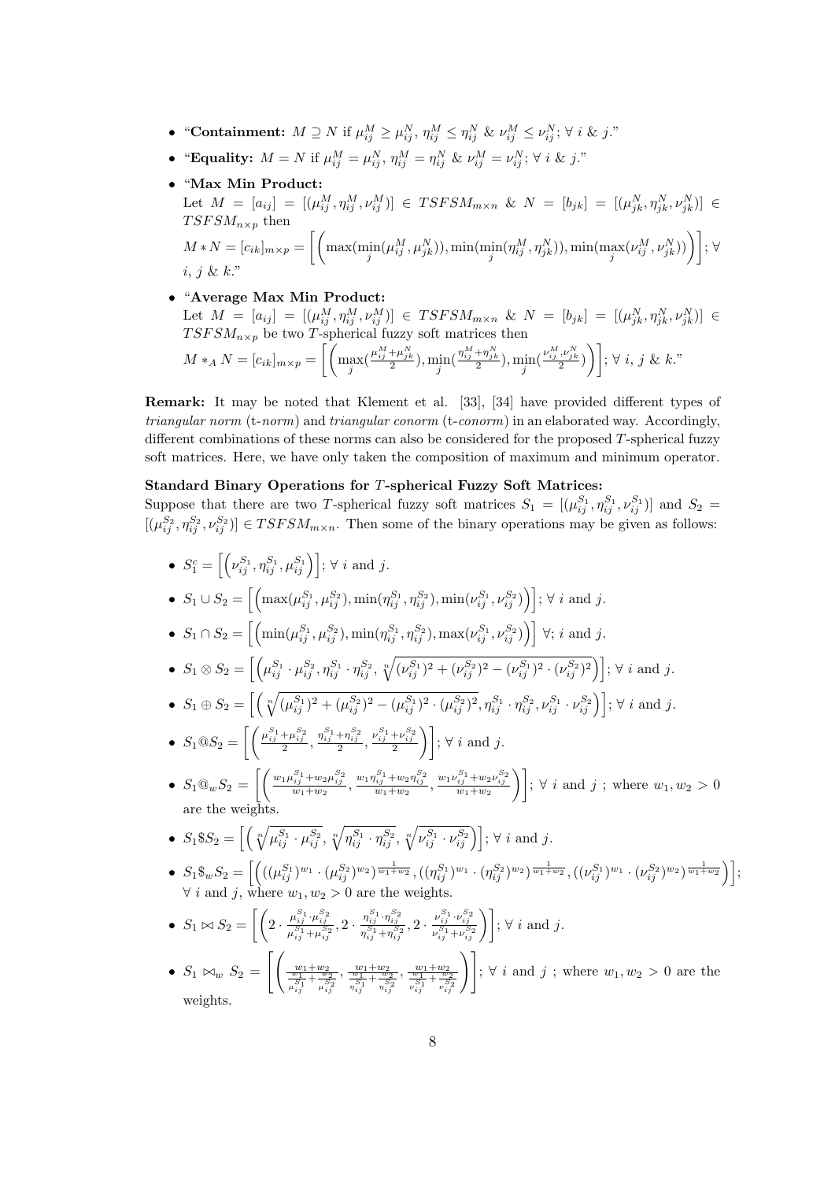- "**Containment:** $M \supseteq N$ if $\mu_{ij}^{M} \geq \mu_{ij}^{N}$, $\eta_{ij}^{M} \leq \eta_{ij}^{N}$ & $\nu_{ij}^{M} \leq \nu_{ij}^{N}$; $\forall$ $i$ & $j$."
- "**Equality:** $M = N$ if $\mu_{ij}^{M} = \mu_{ij}^{N}$, $\eta_{ij}^{M} = \eta_{ij}^{N}$ & $\nu_{ij}^{M} = \nu_{ij}^{N}$; $\forall$ $i$ & $j$."
- "**Max Min Product:**
  Let $M = [a_{ij}] = [(\mu_{ij}^{M}, \eta_{ij}^{M}, \nu_{ij}^{M})] \in TSFSM_{m\times n}$ & $N = [b_{jk}] = [(\mu_{jk}^{N}, \eta_{jk}^{N}, \nu_{jk}^{N})] \in TSFSM_{n\times p}$ then
  $M * N = [c_{ik}]_{m\times p} = \left[\left(\max(\min_{j}(\mu_{ij}^{M}, \mu_{jk}^{N})), \min(\min_{j}(\eta_{ij}^{M}, \eta_{jk}^{N})), \min(\max_{j}(\nu_{ij}^{M}, \nu_{jk}^{N}))\right)\right]$; $\forall$ $i$, $j$ & $k$."
- "**Average Max Min Product:**
  Let $M = [a_{ij}] = [(\mu_{ij}^{M}, \eta_{ij}^{M}, \nu_{ij}^{M})] \in TSFSM_{m\times n}$ & $N = [b_{jk}] = [(\mu_{jk}^{N}, \eta_{jk}^{N}, \nu_{jk}^{N})] \in TSFSM_{n\times p}$ be two $T$-spherical fuzzy soft matrices then
  $M *_A N = [c_{ik}]_{m\times p} = \left[\left(\max_{j}(\frac{\mu_{ij}^{M}+\mu_{jk}^{N}}{2}), \min_{j}(\frac{\eta_{ij}^{M}+\eta_{jk}^{N}}{2}), \min_{j}(\frac{\nu_{ij}^{M}, \nu_{jk}^{N}}{2})\right)\right]$; $\forall$ $i$, $j$ & $k$."

**Remark:** It may be noted that Klement et al. [33], [34] have provided different types of *triangular norm* (t-*norm*) and *triangular conorm* (t-*conorm*) in an elaborated way. Accordingly, different combinations of these norms can also be considered for the proposed $T$-spherical fuzzy soft matrices. Here, we have only taken the composition of maximum and minimum operator.

**Standard Binary Operations for $T$-spherical Fuzzy Soft Matrices:**
Suppose that there are two $T$-spherical fuzzy soft matrices $S_1 = [(\mu_{ij}^{S_1}, \eta_{ij}^{S_1}, \nu_{ij}^{S_1})]$ and $S_2 = [(\mu_{ij}^{S_2}, \eta_{ij}^{S_2}, \nu_{ij}^{S_2})] \in TSFSM_{m\times n}$. Then some of the binary operations may be given as follows:

- $S_1^c = \left[\left(\nu_{ij}^{S_1}, \eta_{ij}^{S_1}, \mu_{ij}^{S_1}\right)\right]$; $\forall$ $i$ and $j$.
- $S_1 \cup S_2 = \left[\left(\max(\mu_{ij}^{S_1}, \mu_{ij}^{S_2}), \min(\eta_{ij}^{S_1}, \eta_{ij}^{S_2}), \min(\nu_{ij}^{S_1}, \nu_{ij}^{S_2})\right)\right]$; $\forall$ $i$ and $j$.
- $S_1 \cap S_2 = \left[\left(\min(\mu_{ij}^{S_1}, \mu_{ij}^{S_2}), \min(\eta_{ij}^{S_1}, \eta_{ij}^{S_2}), \max(\nu_{ij}^{S_1}, \nu_{ij}^{S_2})\right)\right]$ $\forall$; $i$ and $j$.
- $S_1 \otimes S_2 = \left[\left(\mu_{ij}^{S_1}\cdot\mu_{ij}^{S_2}, \eta_{ij}^{S_1}\cdot\eta_{ij}^{S_2}, \sqrt[n]{(\nu_{ij}^{S_1})^2 + (\nu_{ij}^{S_2})^2 - (\nu_{ij}^{S_1})^2\cdot(\nu_{ij}^{S_2})^2}\right)\right]$; $\forall$ $i$ and $j$.
- $S_1 \oplus S_2 = \left[\left(\sqrt[n]{(\mu_{ij}^{S_1})^2 + (\mu_{ij}^{S_2})^2 - (\mu_{ij}^{S_1})^2\cdot(\mu_{ij}^{S_2})^2}, \eta_{ij}^{S_1}\cdot\eta_{ij}^{S_2}, \nu_{ij}^{S_1}\cdot\nu_{ij}^{S_2}\right)\right]$; $\forall$ $i$ and $j$.
- $S_1 @ S_2 = \left[\left(\frac{\mu_{ij}^{S_1}+\mu_{ij}^{S_2}}{2}, \frac{\eta_{ij}^{S_1}+\eta_{ij}^{S_2}}{2}, \frac{\nu_{ij}^{S_1}+\nu_{ij}^{S_2}}{2}\right)\right]$; $\forall$ $i$ and $j$.
- $S_1 @_w S_2 = \left[\left(\frac{w_1\mu_{ij}^{S_1}+w_2\mu_{ij}^{S_2}}{w_1+w_2}, \frac{w_1\eta_{ij}^{S_1}+w_2\eta_{ij}^{S_2}}{w_1+w_2}, \frac{w_1\nu_{ij}^{S_1}+w_2\nu_{ij}^{S_2}}{w_1+w_2}\right)\right]$; $\forall$ $i$ and $j$ ; where $w_1, w_2 > 0$ are the weights.
- $S_1 \$ S_2 = \left[\left(\sqrt[n]{\mu_{ij}^{S_1}\cdot\mu_{ij}^{S_2}}, \sqrt[n]{\eta_{ij}^{S_1}\cdot\eta_{ij}^{S_2}}, \sqrt[n]{\nu_{ij}^{S_1}\cdot\nu_{ij}^{S_2}}\right)\right]$; $\forall$ $i$ and $j$.
- $S_1 \$_w S_2 = \left[\left(((\mu_{ij}^{S_1})^{w_1}\cdot(\mu_{ij}^{S_2})^{w_2})^{\frac{1}{w_1+w_2}}, ((\eta_{ij}^{S_1})^{w_1}\cdot(\eta_{ij}^{S_2})^{w_2})^{\frac{1}{w_1+w_2}}, ((\nu_{ij}^{S_1})^{w_1}\cdot(\nu_{ij}^{S_2})^{w_2})^{\frac{1}{w_1+w_2}}\right)\right]$; $\forall$ $i$ and $j$, where $w_1, w_2 > 0$ are the weights.
- $S_1 \bowtie S_2 = \left[\left(2\cdot\frac{\mu_{ij}^{S_1}\cdot\mu_{ij}^{S_2}}{\mu_{ij}^{S_1}+\mu_{ij}^{S_2}}, 2\cdot\frac{\eta_{ij}^{S_1}\cdot\eta_{ij}^{S_2}}{\eta_{ij}^{S_1}+\eta_{ij}^{S_2}}, 2\cdot\frac{\nu_{ij}^{S_1}\cdot\nu_{ij}^{S_2}}{\nu_{ij}^{S_1}+\nu_{ij}^{S_2}}\right)\right]$; $\forall$ $i$ and $j$.
- $S_1 \bowtie_w S_2 = \left[\left(\frac{w_1+w_2}{\frac{w_1}{\mu_{ij}^{S_1}}+\frac{w_2}{\mu_{ij}^{S_2}}}, \frac{w_1+w_2}{\frac{w_1}{\eta_{ij}^{S_1}}+\frac{w_2}{\eta_{ij}^{S_2}}}, \frac{w_1+w_2}{\frac{w_1}{\nu_{ij}^{S_1}}+\frac{w_2}{\nu_{ij}^{S_2}}}\right)\right]$; $\forall$ $i$ and $j$ ; where $w_1, w_2 > 0$ are the weights.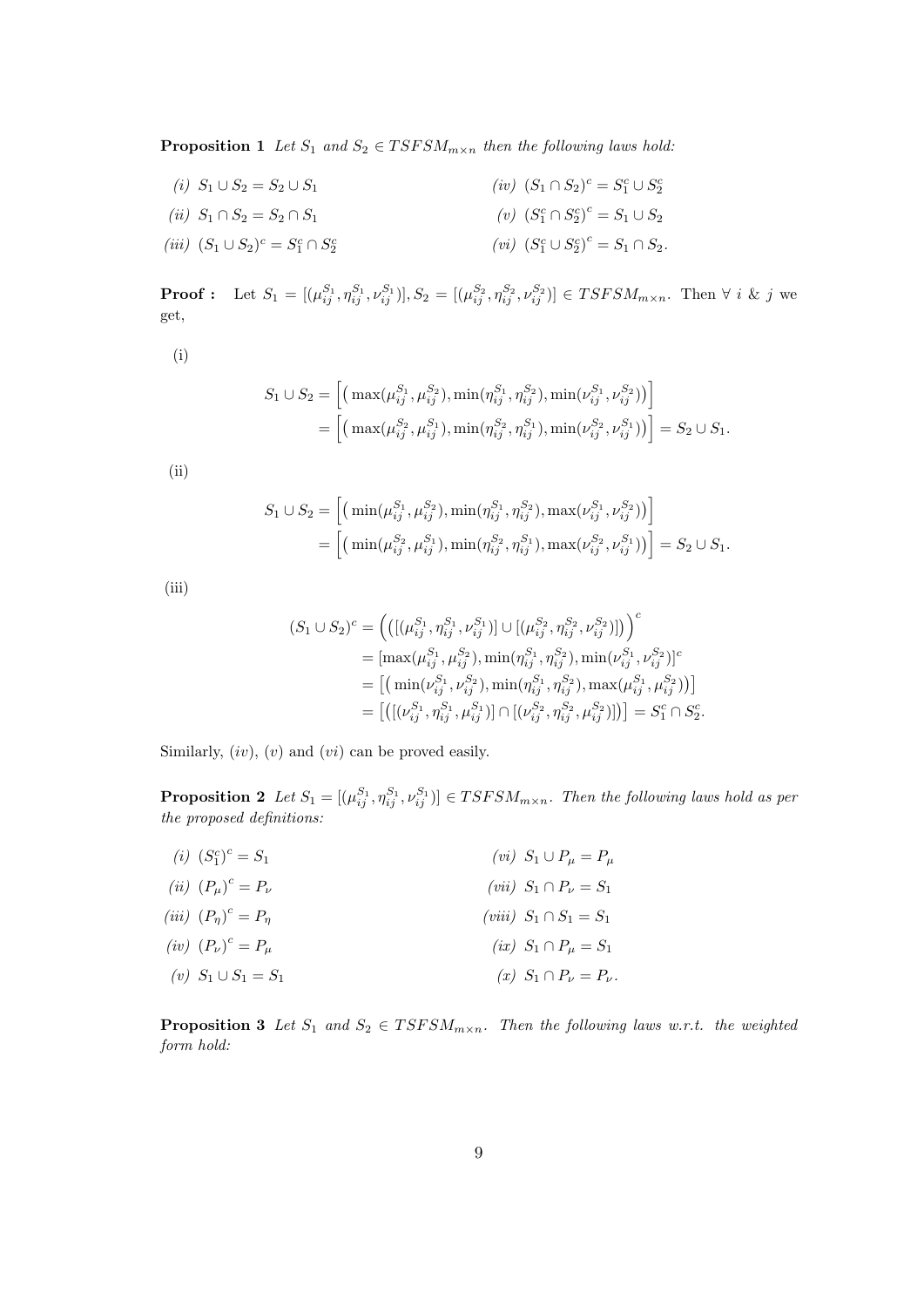**Proposition 1** *Let $S_1$ and $S_2 \in TSFSM_{m\times n}$ then the following laws hold:*

*(i)* $S_1 \cup S_2 = S_2 \cup S_1$

*(ii)* $S_1 \cap S_2 = S_2 \cap S_1$

*(iii)* $(S_1 \cup S_2)^c = S_1^c \cap S_2^c$

*(iv)* $(S_1 \cap S_2)^c = S_1^c \cup S_2^c$

*(v)* $(S_1^c \cap S_2^c)^c = S_1 \cup S_2$

*(vi)* $(S_1^c \cup S_2^c)^c = S_1 \cap S_2.$

**Proof :** Let $S_1 = [(\mu_{ij}^{S_1}, \eta_{ij}^{S_1}, \nu_{ij}^{S_1})], S_2 = [(\mu_{ij}^{S_2}, \eta_{ij}^{S_2}, \nu_{ij}^{S_2})] \in TSFSM_{m\times n}$. Then $\forall$ $i$ & $j$ we get,

(i)

$$
\begin{aligned}
S_1 \cup S_2 &= \Big[\big(\max(\mu_{ij}^{S_1}, \mu_{ij}^{S_2}), \min(\eta_{ij}^{S_1}, \eta_{ij}^{S_2}), \min(\nu_{ij}^{S_1}, \nu_{ij}^{S_2})\big)\Big] \\
&= \Big[\big(\max(\mu_{ij}^{S_2}, \mu_{ij}^{S_1}), \min(\eta_{ij}^{S_2}, \eta_{ij}^{S_1}), \min(\nu_{ij}^{S_2}, \nu_{ij}^{S_1})\big)\Big] = S_2 \cup S_1.
\end{aligned}
$$

(ii)

$$
\begin{aligned}
S_1 \cup S_2 &= \Big[\big(\min(\mu_{ij}^{S_1}, \mu_{ij}^{S_2}), \min(\eta_{ij}^{S_1}, \eta_{ij}^{S_2}), \max(\nu_{ij}^{S_1}, \nu_{ij}^{S_2})\big)\Big] \\
&= \Big[\big(\min(\mu_{ij}^{S_2}, \mu_{ij}^{S_1}), \min(\eta_{ij}^{S_2}, \eta_{ij}^{S_1}), \max(\nu_{ij}^{S_2}, \nu_{ij}^{S_1})\big)\Big] = S_2 \cup S_1.
\end{aligned}
$$

(iii)

$$
\begin{aligned}
(S_1 \cup S_2)^c &= \Big(\big([(\mu_{ij}^{S_1}, \eta_{ij}^{S_1}, \nu_{ij}^{S_1})] \cup [(\mu_{ij}^{S_2}, \eta_{ij}^{S_2}, \nu_{ij}^{S_2})]\big)\Big)^c \\
&= [\max(\mu_{ij}^{S_1}, \mu_{ij}^{S_2}), \min(\eta_{ij}^{S_1}, \eta_{ij}^{S_2}), \min(\nu_{ij}^{S_1}, \nu_{ij}^{S_2})]^c \\
&= \big[\big(\min(\nu_{ij}^{S_1}, \nu_{ij}^{S_2}), \min(\eta_{ij}^{S_1}, \eta_{ij}^{S_2}), \max(\mu_{ij}^{S_1}, \mu_{ij}^{S_2})\big)\big] \\
&= \big[\big([(\nu_{ij}^{S_1}, \eta_{ij}^{S_1}, \mu_{ij}^{S_1})] \cap [(\nu_{ij}^{S_2}, \eta_{ij}^{S_2}, \mu_{ij}^{S_2})]\big)\big] = S_1^c \cap S_2^c.
\end{aligned}
$$

Similarly, $(iv)$, $(v)$ and $(vi)$ can be proved easily.

**Proposition 2** *Let $S_1 = [(\mu_{ij}^{S_1}, \eta_{ij}^{S_1}, \nu_{ij}^{S_1})] \in TSFSM_{m\times n}$. Then the following laws hold as per the proposed definitions:*

*(i)* $(S_1^c)^c = S_1$

*(ii)* $(P_\mu)^c = P_\nu$

*(iii)* $(P_\eta)^c = P_\eta$

*(iv)* $(P_\nu)^c = P_\mu$

*(v)* $S_1 \cup S_1 = S_1$

*(vi)* $S_1 \cup P_\mu = P_\mu$

*(vii)* $S_1 \cap P_\nu = S_1$

*(viii)* $S_1 \cap S_1 = S_1$

*(ix)* $S_1 \cap P_\mu = S_1$

*(x)* $S_1 \cap P_\nu = P_\nu.$

**Proposition 3** *Let $S_1$ and $S_2 \in TSFSM_{m\times n}$. Then the following laws w.r.t. the weighted form hold:*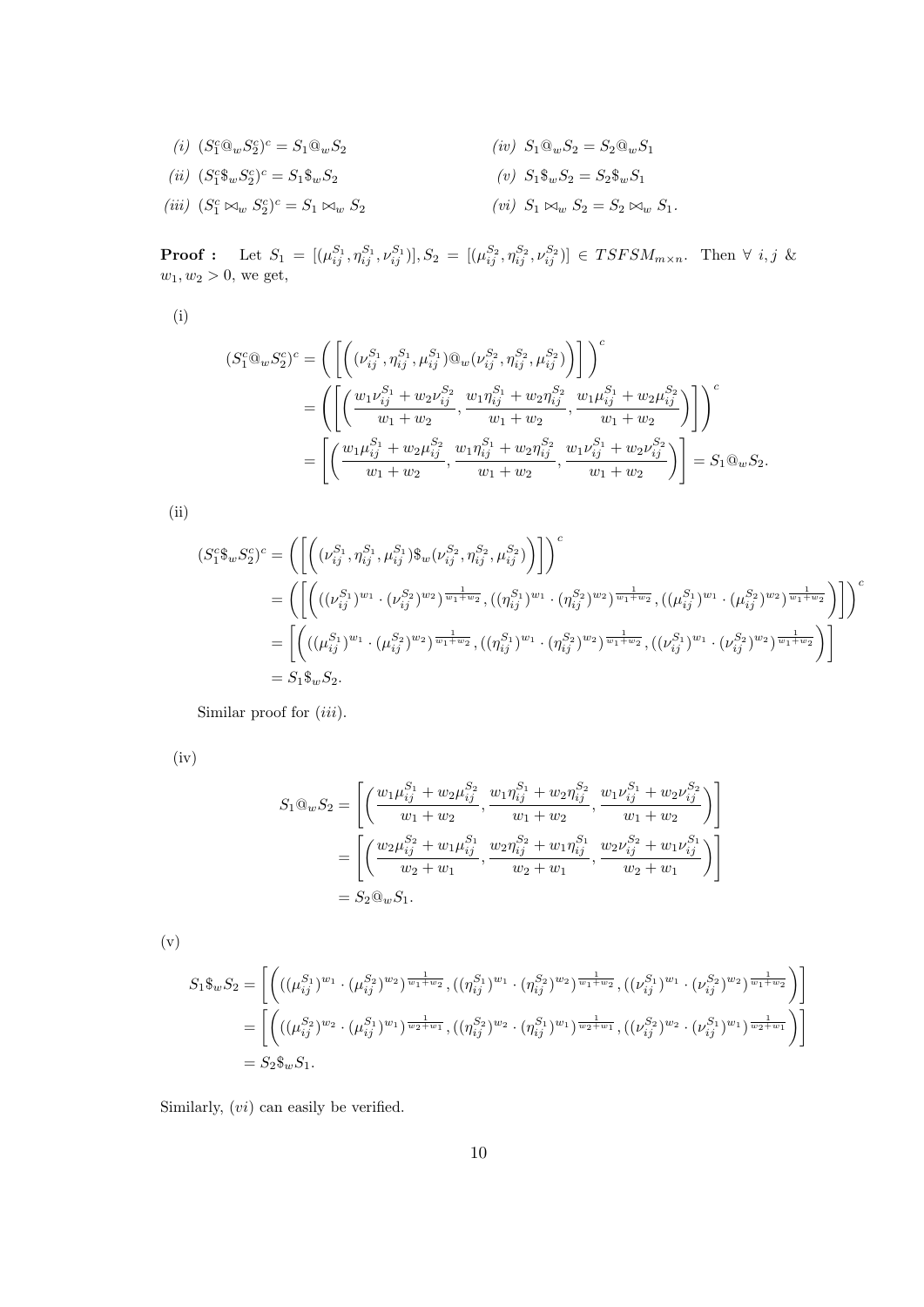*(i)* $(S_1^c @_w S_2^c)^c = S_1 @_w S_2$

*(ii)* $(S_1^c \$_w S_2^c)^c = S_1 \$_w S_2$

*(iii)* $(S_1^c \bowtie_w S_2^c)^c = S_1 \bowtie_w S_2$

*(iv)* $S_1 @_w S_2 = S_2 @_w S_1$

*(v)* $S_1 \$_w S_2 = S_2 \$_w S_1$

*(vi)* $S_1 \bowtie_w S_2 = S_2 \bowtie_w S_1$.

**Proof :** Let $S_1 = [(\mu_{ij}^{S_1}, \eta_{ij}^{S_1}, \nu_{ij}^{S_1})], S_2 = [(\mu_{ij}^{S_2}, \eta_{ij}^{S_2}, \nu_{ij}^{S_2})] \in TSFSM_{m\times n}$. Then $\forall\ i, j$ & $w_1, w_2 > 0$, we get,

(i)

$$
\begin{aligned}
(S_1^c @_w S_2^c)^c &= \Bigg( \Bigg[ \Big( (\nu_{ij}^{S_1}, \eta_{ij}^{S_1}, \mu_{ij}^{S_1}) @_w (\nu_{ij}^{S_2}, \eta_{ij}^{S_2}, \mu_{ij}^{S_2}) \Big) \Bigg] \Bigg)^c \\
&= \Bigg( \Bigg[ \Big( \frac{w_1 \nu_{ij}^{S_1} + w_2 \nu_{ij}^{S_2}}{w_1 + w_2}, \frac{w_1 \eta_{ij}^{S_1} + w_2 \eta_{ij}^{S_2}}{w_1 + w_2}, \frac{w_1 \mu_{ij}^{S_1} + w_2 \mu_{ij}^{S_2}}{w_1 + w_2} \Big) \Bigg] \Bigg)^c \\
&= \Bigg[ \Big( \frac{w_1 \mu_{ij}^{S_1} + w_2 \mu_{ij}^{S_2}}{w_1 + w_2}, \frac{w_1 \eta_{ij}^{S_1} + w_2 \eta_{ij}^{S_2}}{w_1 + w_2}, \frac{w_1 \nu_{ij}^{S_1} + w_2 \nu_{ij}^{S_2}}{w_1 + w_2} \Big) \Bigg] = S_1 @_w S_2.
\end{aligned}
$$

(ii)

$$
\begin{aligned}
(S_1^c \$_w S_2^c)^c &= \Bigg( \Bigg[ \Big( (\nu_{ij}^{S_1}, \eta_{ij}^{S_1}, \mu_{ij}^{S_1}) \$_w (\nu_{ij}^{S_2}, \eta_{ij}^{S_2}, \mu_{ij}^{S_2}) \Big) \Bigg] \Bigg)^c \\
&= \Bigg( \Bigg[ \Big( ((\nu_{ij}^{S_1})^{w_1} \cdot (\nu_{ij}^{S_2})^{w_2})^{\frac{1}{w_1+w_2}}, ((\eta_{ij}^{S_1})^{w_1} \cdot (\eta_{ij}^{S_2})^{w_2})^{\frac{1}{w_1+w_2}}, ((\mu_{ij}^{S_1})^{w_1} \cdot (\mu_{ij}^{S_2})^{w_2})^{\frac{1}{w_1+w_2}} \Big) \Bigg] \Bigg)^c \\
&= \Bigg[ \Big( ((\mu_{ij}^{S_1})^{w_1} \cdot (\mu_{ij}^{S_2})^{w_2})^{\frac{1}{w_1+w_2}}, ((\eta_{ij}^{S_1})^{w_1} \cdot (\eta_{ij}^{S_2})^{w_2})^{\frac{1}{w_1+w_2}}, ((\nu_{ij}^{S_1})^{w_1} \cdot (\nu_{ij}^{S_2})^{w_2})^{\frac{1}{w_1+w_2}} \Big) \Bigg] \\
&= S_1 \$_w S_2.
\end{aligned}
$$

Similar proof for $(iii)$.

(iv)

$$
\begin{aligned}
S_1 @_w S_2 &= \Bigg[ \Big( \frac{w_1 \mu_{ij}^{S_1} + w_2 \mu_{ij}^{S_2}}{w_1 + w_2}, \frac{w_1 \eta_{ij}^{S_1} + w_2 \eta_{ij}^{S_2}}{w_1 + w_2}, \frac{w_1 \nu_{ij}^{S_1} + w_2 \nu_{ij}^{S_2}}{w_1 + w_2} \Big) \Bigg] \\
&= \Bigg[ \Big( \frac{w_2 \mu_{ij}^{S_2} + w_1 \mu_{ij}^{S_1}}{w_2 + w_1}, \frac{w_2 \eta_{ij}^{S_2} + w_1 \eta_{ij}^{S_1}}{w_2 + w_1}, \frac{w_2 \nu_{ij}^{S_2} + w_1 \nu_{ij}^{S_1}}{w_2 + w_1} \Big) \Bigg] \\
&= S_2 @_w S_1.
\end{aligned}
$$

(v)

$$
\begin{aligned}
S_1 \$_w S_2 &= \Bigg[ \Big( ((\mu_{ij}^{S_1})^{w_1} \cdot (\mu_{ij}^{S_2})^{w_2})^{\frac{1}{w_1+w_2}}, ((\eta_{ij}^{S_1})^{w_1} \cdot (\eta_{ij}^{S_2})^{w_2})^{\frac{1}{w_1+w_2}}, ((\nu_{ij}^{S_1})^{w_1} \cdot (\nu_{ij}^{S_2})^{w_2})^{\frac{1}{w_1+w_2}} \Big) \Bigg] \\
&= \Bigg[ \Big( ((\mu_{ij}^{S_2})^{w_2} \cdot (\mu_{ij}^{S_1})^{w_1})^{\frac{1}{w_2+w_1}}, ((\eta_{ij}^{S_2})^{w_2} \cdot (\eta_{ij}^{S_1})^{w_1})^{\frac{1}{w_2+w_1}}, ((\nu_{ij}^{S_2})^{w_2} \cdot (\nu_{ij}^{S_1})^{w_1})^{\frac{1}{w_2+w_1}} \Big) \Bigg] \\
&= S_2 \$_w S_1.
\end{aligned}
$$

Similarly, $(vi)$ can easily be verified.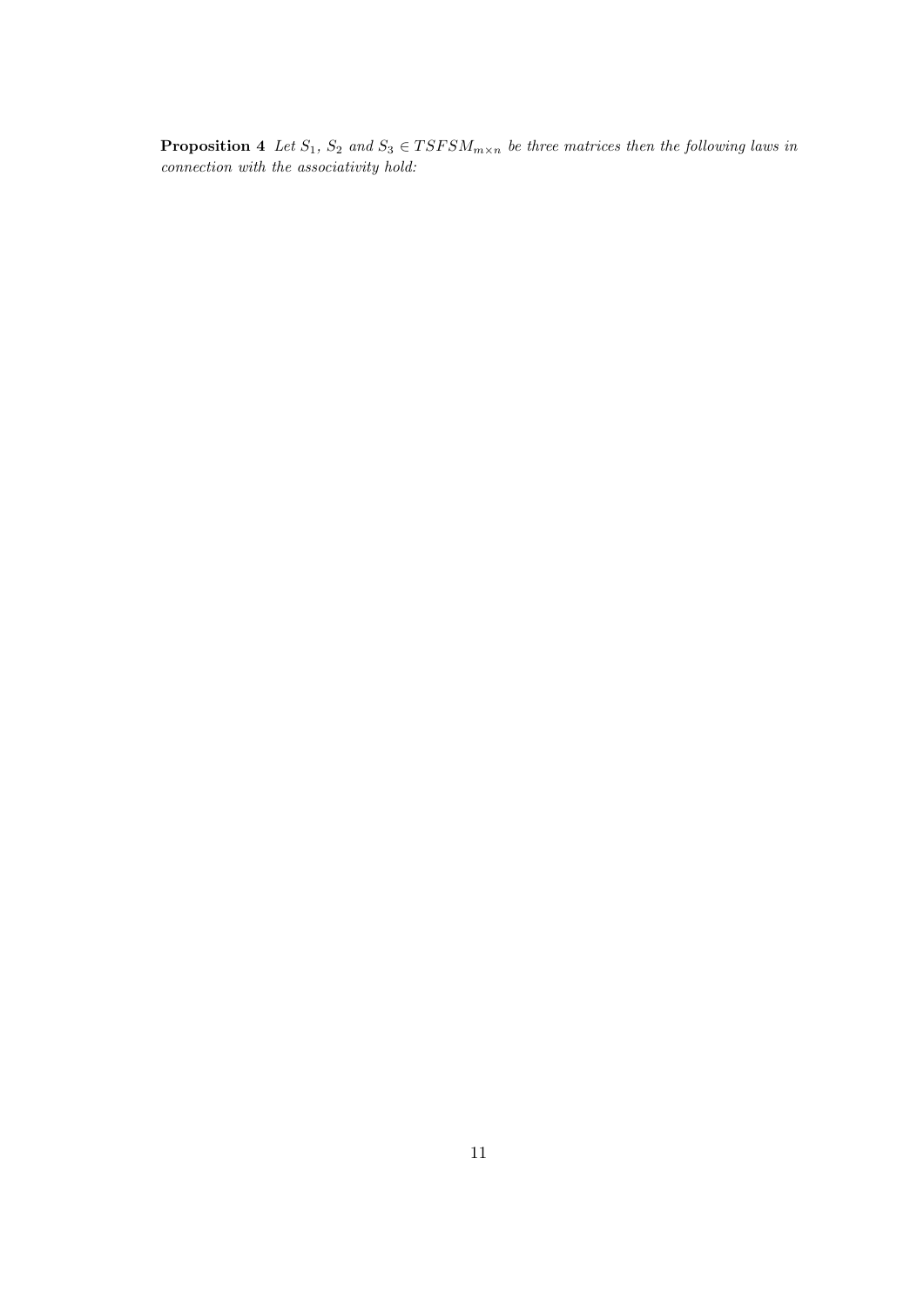**Proposition 4** *Let $S_1$, $S_2$ and $S_3 \in TSFSM_{m\times n}$ be three matrices then the following laws in connection with the associativity hold:*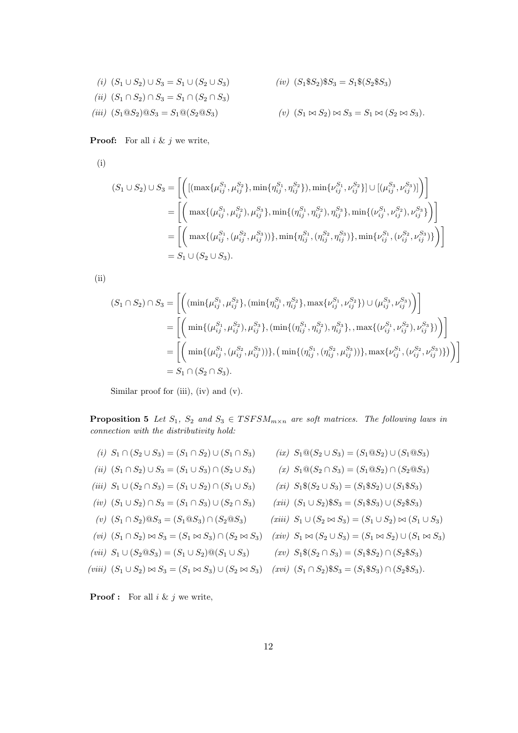*(i)* $(S_1 \cup S_2) \cup S_3 = S_1 \cup (S_2 \cup S_3)$

*(ii)* $(S_1 \cap S_2) \cap S_3 = S_1 \cap (S_2 \cap S_3)$

*(iii)* $(S_1 @ S_2) @ S_3 = S_1 @ (S_2 @ S_3)$

*(iv)* $(S_1 \$ S_2) \$ S_3 = S_1 \$ (S_2 \$ S_3)$

*(v)* $(S_1 \bowtie S_2) \bowtie S_3 = S_1 \bowtie (S_2 \bowtie S_3)$.

**Proof:** For all $i$ & $j$ we write,

(i)

$$
\begin{aligned}
(S_1 \cup S_2) \cup S_3 &= \Bigg[\bigg( [(\max\{\mu_{ij}^{S_1}, \mu_{ij}^{S_2}\}, \min\{\eta_{ij}^{S_1}, \eta_{ij}^{S_2}\}), \min\{\nu_{ij}^{S_1}, \nu_{ij}^{S_2}\}] \cup [(\mu_{ij}^{S_3}, \nu_{ij}^{S_3})] \bigg)\Bigg] \\
&= \Bigg[\bigg( \max\{(\mu_{ij}^{S_1}, \mu_{ij}^{S_2}), \mu_{ij}^{S_3}\}, \min\{(\eta_{ij}^{S_1}, \eta_{ij}^{S_2}), \eta_{ij}^{S_3}\}, \min\{(\nu_{ij}^{S_1}, \nu_{ij}^{S_2}), \nu_{ij}^{S_3}\} \bigg)\Bigg] \\
&= \Bigg[\bigg( \max\{(\mu_{ij}^{S_1}, (\mu_{ij}^{S_2}, \mu_{ij}^{S_3}))\}, \min\{\eta_{ij}^{S_1}, (\eta_{ij}^{S_2}, \eta_{ij}^{S_3})\}, \min\{\nu_{ij}^{S_1}, (\nu_{ij}^{S_2}, \nu_{ij}^{S_3})\} \bigg)\Bigg] \\
&= S_1 \cup (S_2 \cup S_3).
\end{aligned}
$$

(ii)

$$
\begin{aligned}
(S_1 \cap S_2) \cap S_3 &= \Bigg[\bigg( (\min\{\mu_{ij}^{S_1}, \mu_{ij}^{S_2}\}, (\min\{\eta_{ij}^{S_1}, \eta_{ij}^{S_2}\}, \max\{\nu_{ij}^{S_1}, \nu_{ij}^{S_2}\}) \cup (\mu_{ij}^{S_3}, \nu_{ij}^{S_3}) \bigg)\Bigg] \\
&= \Bigg[\bigg( \min\{(\mu_{ij}^{S_1}, \mu_{ij}^{S_2}), \mu_{ij}^{S_3}\}, (\min\{(\eta_{ij}^{S_1}, \eta_{ij}^{S_2}), \eta_{ij}^{S_3}\}, , \max\{(\nu_{ij}^{S_1}, \nu_{ij}^{S_2}), \nu_{ij}^{S_3}\}) \bigg)\Bigg] \\
&= \Bigg[\bigg( \min\{(\mu_{ij}^{S_1}, (\mu_{ij}^{S_2}, \mu_{ij}^{S_3}))\}, \big( \min\{(\eta_{ij}^{S_1}, (\eta_{ij}^{S_2}, \mu_{ij}^{S_3}))\}, \max\{\nu_{ij}^{S_1}, (\nu_{ij}^{S_2}, \nu_{ij}^{S_3})\}\big) \bigg)\Bigg] \\
&= S_1 \cap (S_2 \cap S_3).
\end{aligned}
$$

Similar proof for (iii), (iv) and (v).

**Proposition 5** *Let $S_1$, $S_2$ and $S_3 \in TSFSM_{m \times n}$ are soft matrices. The following laws in connection with the distributivity hold:*

*(i)* $S_1 \cap (S_2 \cup S_3) = (S_1 \cap S_2) \cup (S_1 \cap S_3)$

*(ii)* $(S_1 \cap S_2) \cup S_3 = (S_1 \cup S_3) \cap (S_2 \cup S_3)$

*(iii)* $S_1 \cup (S_2 \cap S_3) = (S_1 \cup S_2) \cap (S_1 \cup S_3)$

*(iv)* $(S_1 \cup S_2) \cap S_3 = (S_1 \cap S_3) \cup (S_2 \cap S_3)$

*(v)* $(S_1 \cap S_2) @ S_3 = (S_1 @ S_3) \cap (S_2 @ S_3)$

*(vi)* $(S_1 \cap S_2) \bowtie S_3 = (S_1 \bowtie S_3) \cap (S_2 \bowtie S_3)$

*(vii)* $S_1 \cup (S_2 @ S_3) = (S_1 \cup S_2) @ (S_1 \cup S_3)$

*(viii)* $(S_1 \cup S_2) \bowtie S_3 = (S_1 \bowtie S_3) \cup (S_2 \bowtie S_3)$

*(ix)* $S_1 @ (S_2 \cup S_3) = (S_1 @ S_2) \cup (S_1 @ S_3)$

*(x)* $S_1 @ (S_2 \cap S_3) = (S_1 @ S_2) \cap (S_2 @ S_3)$

*(xi)* $S_1 \$ (S_2 \cup S_3) = (S_1 \$ S_2) \cup (S_1 \$ S_3)$

*(xii)* $(S_1 \cup S_2) \$ S_3 = (S_1 \$ S_3) \cup (S_2 \$ S_3)$

*(xiii)* $S_1 \cup (S_2 \bowtie S_3) = (S_1 \cup S_2) \bowtie (S_1 \cup S_3)$

*(xiv)* $S_1 \bowtie (S_2 \cup S_3) = (S_1 \bowtie S_2) \cup (S_1 \bowtie S_3)$

*(xv)* $S_1 \$ (S_2 \cap S_3) = (S_1 \$ S_2) \cap (S_2 \$ S_3)$

*(xvi)* $(S_1 \cap S_2) \$ S_3 = (S_1 \$ S_3) \cap (S_2 \$ S_3)$.

**Proof :** For all $i$ & $j$ we write,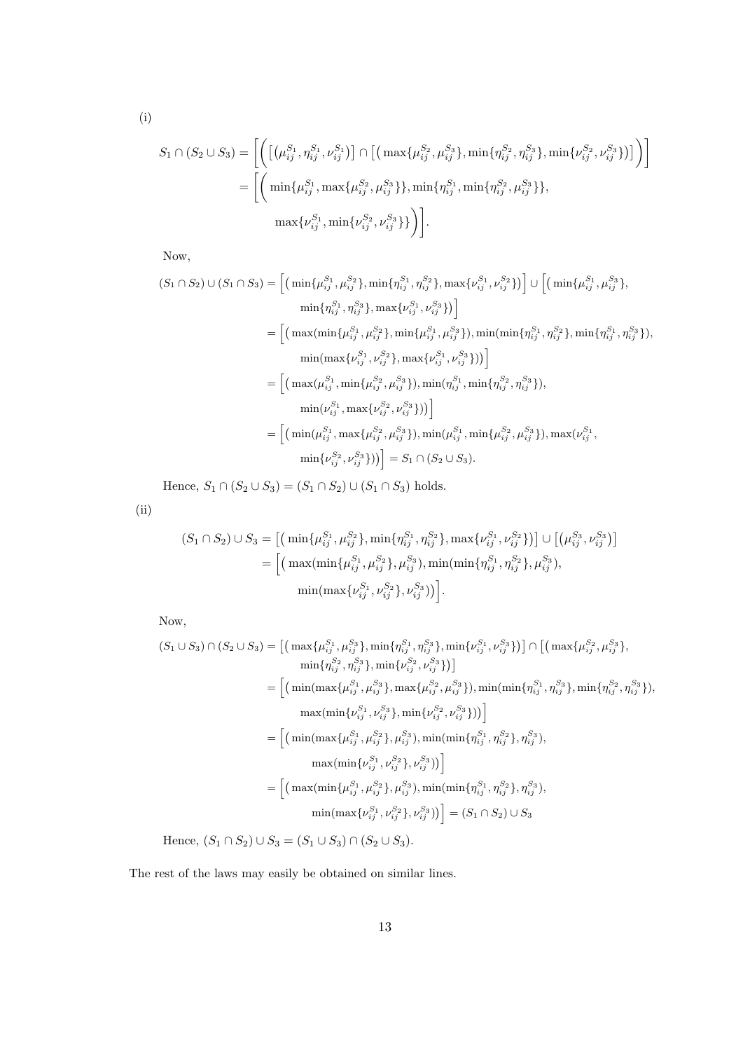(i)

$$
\begin{aligned}
S_1 \cap (S_2 \cup S_3) &= \Bigg[\Bigg(\big[\big(\mu_{ij}^{S_1}, \eta_{ij}^{S_1}, \nu_{ij}^{S_1}\big)\big] \cap \big[\big(\max\{\mu_{ij}^{S_2}, \mu_{ij}^{S_3}\}, \min\{\eta_{ij}^{S_2}, \eta_{ij}^{S_3}\}, \min\{\nu_{ij}^{S_2}, \nu_{ij}^{S_3}\}\big)\big]\Bigg)\Bigg] \\
&= \Bigg[\Bigg( \min\{\mu_{ij}^{S_1}, \max\{\mu_{ij}^{S_2}, \mu_{ij}^{S_3}\}\}, \min\{\eta_{ij}^{S_1}, \min\{\eta_{ij}^{S_2}, \mu_{ij}^{S_3}\}\}, \\
&\qquad \max\{\nu_{ij}^{S_1}, \min\{\nu_{ij}^{S_2}, \nu_{ij}^{S_3}\}\}\Bigg)\Bigg].
\end{aligned}
$$

Now,

$$
\begin{aligned}
(S_1 \cap S_2) \cup (S_1 \cap S_3) &= \Big[\big(\min\{\mu_{ij}^{S_1}, \mu_{ij}^{S_2}\}, \min\{\eta_{ij}^{S_1}, \eta_{ij}^{S_2}\}, \max\{\nu_{ij}^{S_1}, \nu_{ij}^{S_2}\}\big)\Big] \cup \Big[\big(\min\{\mu_{ij}^{S_1}, \mu_{ij}^{S_3}\}, \\
&\qquad \min\{\eta_{ij}^{S_1}, \eta_{ij}^{S_3}\}, \max\{\nu_{ij}^{S_1}, \nu_{ij}^{S_3}\}\big)\Big] \\
&= \Big[\big(\max(\min\{\mu_{ij}^{S_1}, \mu_{ij}^{S_2}\}, \min\{\mu_{ij}^{S_1}, \mu_{ij}^{S_3}\}), \min(\min\{\eta_{ij}^{S_1}, \eta_{ij}^{S_2}\}, \min\{\eta_{ij}^{S_1}, \eta_{ij}^{S_3}\}), \\
&\qquad \min(\max\{\nu_{ij}^{S_1}, \nu_{ij}^{S_2}\}, \max\{\nu_{ij}^{S_1}, \nu_{ij}^{S_3}\}))\Big] \\
&= \Big[\big(\max(\mu_{ij}^{S_1}, \min\{\mu_{ij}^{S_2}, \mu_{ij}^{S_3}\}), \min(\eta_{ij}^{S_1}, \min\{\eta_{ij}^{S_2}, \eta_{ij}^{S_3}\}), \\
&\qquad \min(\nu_{ij}^{S_1}, \max\{\nu_{ij}^{S_2}, \nu_{ij}^{S_3}\}))\Big] \\
&= \Big[\big(\min(\mu_{ij}^{S_1}, \max\{\mu_{ij}^{S_2}, \mu_{ij}^{S_3}\}), \min(\mu_{ij}^{S_1}, \min\{\mu_{ij}^{S_2}, \mu_{ij}^{S_3}\}), \max(\nu_{ij}^{S_1}, \\
&\qquad \min\{\nu_{ij}^{S_2}, \nu_{ij}^{S_3}\}))\Big] = S_1 \cap (S_2 \cup S_3).
\end{aligned}
$$

Hence, $S_1 \cap (S_2 \cup S_3) = (S_1 \cap S_2) \cup (S_1 \cap S_3)$ holds.

(ii)

$$
\begin{aligned}
(S_1 \cap S_2) \cup S_3 &= \big[\big(\min\{\mu_{ij}^{S_1}, \mu_{ij}^{S_2}\}, \min\{\eta_{ij}^{S_1}, \eta_{ij}^{S_2}\}, \max\{\nu_{ij}^{S_1}, \nu_{ij}^{S_2}\}\big)\big] \cup \big[\big(\mu_{ij}^{S_3}, \nu_{ij}^{S_3}\big)\big] \\
&= \Big[\big(\max(\min\{\mu_{ij}^{S_1}, \mu_{ij}^{S_2}\}, \mu_{ij}^{S_3}), \min(\min\{\eta_{ij}^{S_1}, \eta_{ij}^{S_2}\}, \mu_{ij}^{S_3}), \\
&\qquad \min(\max\{\nu_{ij}^{S_1}, \nu_{ij}^{S_2}\}, \nu_{ij}^{S_3})\big)\Big].
\end{aligned}
$$

Now,

$$
\begin{aligned}
(S_1 \cup S_3) \cap (S_2 \cup S_3) &= \big[\big(\max\{\mu_{ij}^{S_1}, \mu_{ij}^{S_3}\}, \min\{\eta_{ij}^{S_1}, \eta_{ij}^{S_3}\}, \min\{\nu_{ij}^{S_1}, \nu_{ij}^{S_3}\}\big)\big] \cap \big[\big(\max\{\mu_{ij}^{S_2}, \mu_{ij}^{S_3}\}, \\
&\qquad \min\{\eta_{ij}^{S_2}, \eta_{ij}^{S_3}\}, \min\{\nu_{ij}^{S_2}, \nu_{ij}^{S_3}\}\big)\big] \\
&= \Big[\big(\min(\max\{\mu_{ij}^{S_1}, \mu_{ij}^{S_3}\}, \max\{\mu_{ij}^{S_2}, \mu_{ij}^{S_3}\}), \min(\min\{\eta_{ij}^{S_1}, \eta_{ij}^{S_3}\}, \min\{\eta_{ij}^{S_2}, \eta_{ij}^{S_3}\}), \\
&\qquad \max(\min\{\nu_{ij}^{S_1}, \nu_{ij}^{S_3}\}, \min\{\nu_{ij}^{S_2}, \nu_{ij}^{S_3}\}))\Big] \\
&= \Big[\big(\min(\max\{\mu_{ij}^{S_1}, \mu_{ij}^{S_2}\}, \mu_{ij}^{S_3}), \min(\min\{\eta_{ij}^{S_1}, \eta_{ij}^{S_2}\}, \eta_{ij}^{S_3}), \\
&\qquad \max(\min\{\nu_{ij}^{S_1}, \nu_{ij}^{S_2}\}, \nu_{ij}^{S_3})\big)\Big] \\
&= \Big[\big(\max(\min\{\mu_{ij}^{S_1}, \mu_{ij}^{S_2}\}, \mu_{ij}^{S_3}), \min(\min\{\eta_{ij}^{S_1}, \eta_{ij}^{S_2}\}, \eta_{ij}^{S_3}), \\
&\qquad \min(\max\{\nu_{ij}^{S_1}, \nu_{ij}^{S_2}\}, \nu_{ij}^{S_3})\big)\Big] = (S_1 \cap S_2) \cup S_3
\end{aligned}
$$

Hence, $(S_1 \cap S_2) \cup S_3 = (S_1 \cup S_3) \cap (S_2 \cup S_3)$.

The rest of the laws may easily be obtained on similar lines.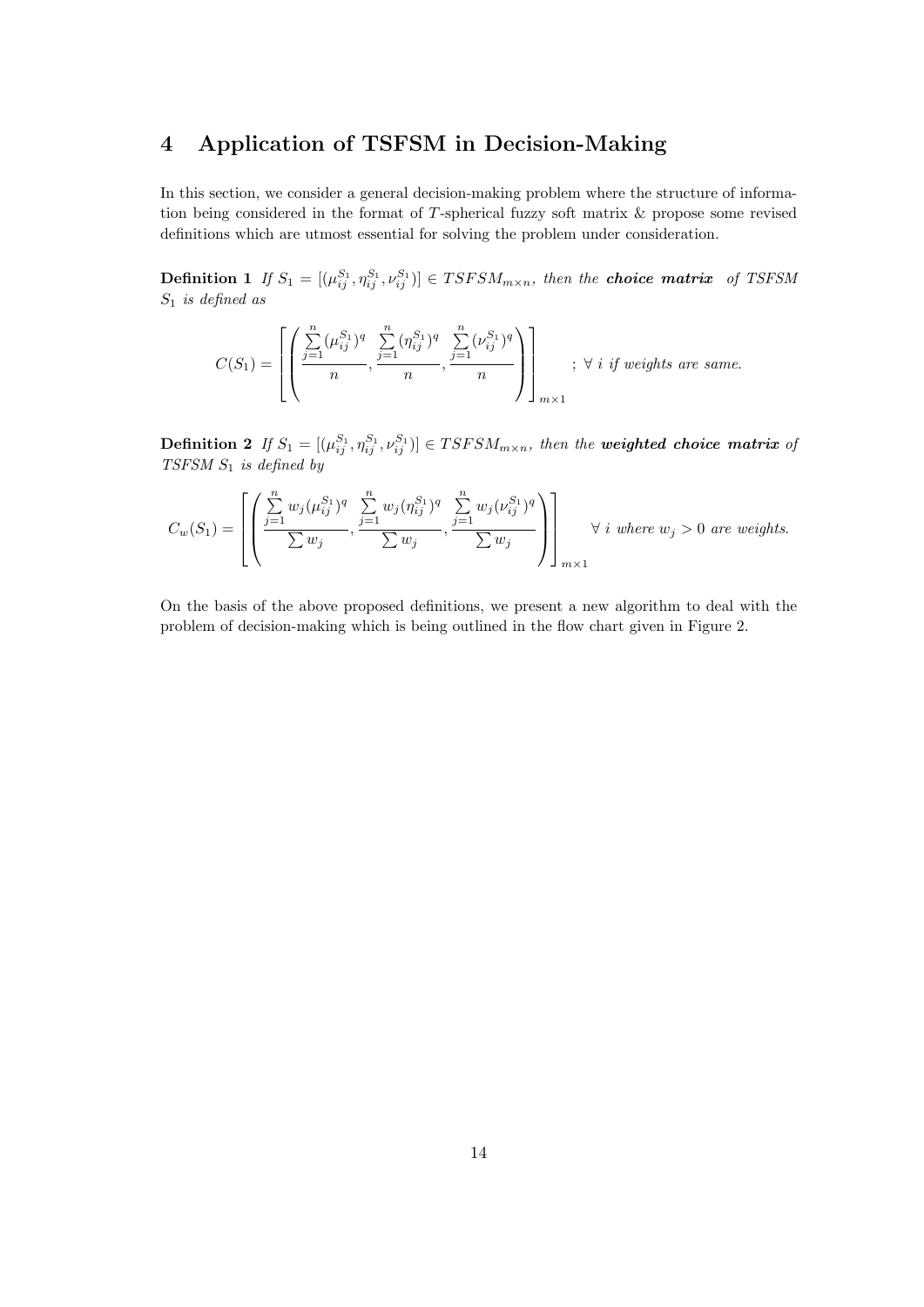## 4 Application of TSFSM in Decision-Making

In this section, we consider a general decision-making problem where the structure of information being considered in the format of $T$-spherical fuzzy soft matrix & propose some revised definitions which are utmost essential for solving the problem under consideration.

**Definition 1** *If $S_1 = [(\mu_{ij}^{S_1}, \eta_{ij}^{S_1}, \nu_{ij}^{S_1})] \in TSFSM_{m\times n}$, then the* ***choice matrix*** *of TSFSM $S_1$ is defined as*

$$C(S_1) = \left[ \left( \frac{\sum\limits_{j=1}^{n} (\mu_{ij}^{S_1})^q}{n}, \frac{\sum\limits_{j=1}^{n} (\eta_{ij}^{S_1})^q}{n}, \frac{\sum\limits_{j=1}^{n} (\nu_{ij}^{S_1})^q}{n} \right) \right]_{m\times 1} ; \ \forall \ i \text{ if weights are same.}$$

**Definition 2** *If $S_1 = [(\mu_{ij}^{S_1}, \eta_{ij}^{S_1}, \nu_{ij}^{S_1})] \in TSFSM_{m\times n}$, then the* ***weighted choice matrix*** *of TSFSM $S_1$ is defined by*

$$C_w(S_1) = \left[ \left( \frac{\sum\limits_{j=1}^{n} w_j(\mu_{ij}^{S_1})^q}{\sum w_j}, \frac{\sum\limits_{j=1}^{n} w_j(\eta_{ij}^{S_1})^q}{\sum w_j}, \frac{\sum\limits_{j=1}^{n} w_j(\nu_{ij}^{S_1})^q}{\sum w_j} \right) \right]_{m\times 1} \ \forall \ i \text{ where } w_j > 0 \text{ are weights.}$$

On the basis of the above proposed definitions, we present a new algorithm to deal with the problem of decision-making which is being outlined in the flow chart given in Figure 2.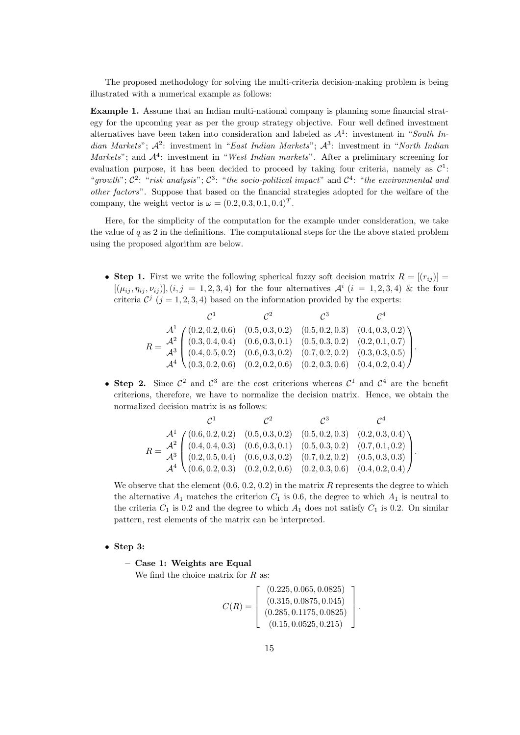The proposed methodology for solving the multi-criteria decision-making problem is being illustrated with a numerical example as follows:

**Example 1.** Assume that an Indian multi-national company is planning some financial strategy for the upcoming year as per the group strategy objective. Four well defined investment alternatives have been taken into consideration and labeled as $\mathcal{A}^1$: investment in "*South Indian Markets*"; $\mathcal{A}^2$: investment in "*East Indian Markets*"; $\mathcal{A}^3$: investment in "*North Indian Markets*"; and $\mathcal{A}^4$: investment in "*West Indian markets*". After a preliminary screening for evaluation purpose, it has been decided to proceed by taking four criteria, namely as $\mathcal{C}^1$: "*growth*"; $\mathcal{C}^2$: "*risk analysis*"; $\mathcal{C}^3$: "*the socio-political impact*" and $\mathcal{C}^4$: "*the environmental and other factors*". Suppose that based on the financial strategies adopted for the welfare of the company, the weight vector is $\omega = (0.2, 0.3, 0.1, 0.4)^T$.

Here, for the simplicity of the computation for the example under consideration, we take the value of $q$ as 2 in the definitions. The computational steps for the the above stated problem using the proposed algorithm are below.

- **Step 1.** First we write the following spherical fuzzy soft decision matrix $R = [(r_{ij})] = [(\mu_{ij}, \eta_{ij}, \nu_{ij})], (i, j = 1, 2, 3, 4)$ for the four alternatives $\mathcal{A}^i$ $(i = 1, 2, 3, 4)$ & the four criteria $\mathcal{C}^j$ $(j = 1, 2, 3, 4)$ based on the information provided by the experts:

$$
R = \begin{array}{c} \\ \mathcal{A}^1 \\ \mathcal{A}^2 \\ \mathcal{A}^3 \\ \mathcal{A}^4 \end{array}
\begin{array}{c}
\begin{array}{cccc} \quad\mathcal{C}^1 \quad & \quad\mathcal{C}^2 \quad & \quad\mathcal{C}^3 \quad & \quad\mathcal{C}^4 \quad \end{array} \\
\begin{pmatrix}
(0.2, 0.2, 0.6) & (0.5, 0.3, 0.2) & (0.5, 0.2, 0.3) & (0.4, 0.3, 0.2) \\
(0.3, 0.4, 0.4) & (0.6, 0.3, 0.1) & (0.5, 0.3, 0.2) & (0.2, 0.1, 0.7) \\
(0.4, 0.5, 0.2) & (0.6, 0.3, 0.2) & (0.7, 0.2, 0.2) & (0.3, 0.3, 0.5) \\
(0.3, 0.2, 0.6) & (0.2, 0.2, 0.6) & (0.2, 0.3, 0.6) & (0.4, 0.2, 0.4)
\end{pmatrix}
\end{array}.
$$

- **Step 2.** Since $\mathcal{C}^2$ and $\mathcal{C}^3$ are the cost criterions whereas $\mathcal{C}^1$ and $\mathcal{C}^4$ are the benefit criterions, therefore, we have to normalize the decision matrix. Hence, we obtain the normalized decision matrix is as follows:

$$
R = \begin{array}{c} \\ \mathcal{A}^1 \\ \mathcal{A}^2 \\ \mathcal{A}^3 \\ \mathcal{A}^4 \end{array}
\begin{array}{c}
\begin{array}{cccc} \quad\mathcal{C}^1 \quad & \quad\mathcal{C}^2 \quad & \quad\mathcal{C}^3 \quad & \quad\mathcal{C}^4 \quad \end{array} \\
\begin{pmatrix}
(0.6, 0.2, 0.2) & (0.5, 0.3, 0.2) & (0.5, 0.2, 0.3) & (0.2, 0.3, 0.4) \\
(0.4, 0.4, 0.3) & (0.6, 0.3, 0.1) & (0.5, 0.3, 0.2) & (0.7, 0.1, 0.2) \\
(0.2, 0.5, 0.4) & (0.6, 0.3, 0.2) & (0.7, 0.2, 0.2) & (0.5, 0.3, 0.3) \\
(0.6, 0.2, 0.3) & (0.2, 0.2, 0.6) & (0.2, 0.3, 0.6) & (0.4, 0.2, 0.4)
\end{pmatrix}
\end{array}.
$$

  We observe that the element (0.6, 0.2, 0.2) in the matrix $R$ represents the degree to which the alternative $A_1$ matches the criterion $C_1$ is 0.6, the degree to which $A_1$ is neutral to the criteria $C_1$ is 0.2 and the degree to which $A_1$ does not satisfy $C_1$ is 0.2. On similar pattern, rest elements of the matrix can be interpreted.

- **Step 3:**
  - **Case 1: Weights are Equal**

    We find the choice matrix for $R$ as:

$$
C(R) = \begin{bmatrix}
(0.225, 0.065, 0.0825) \\
(0.315, 0.0875, 0.045) \\
(0.285, 0.1175, 0.0825) \\
(0.15, 0.0525, 0.215)
\end{bmatrix}.
$$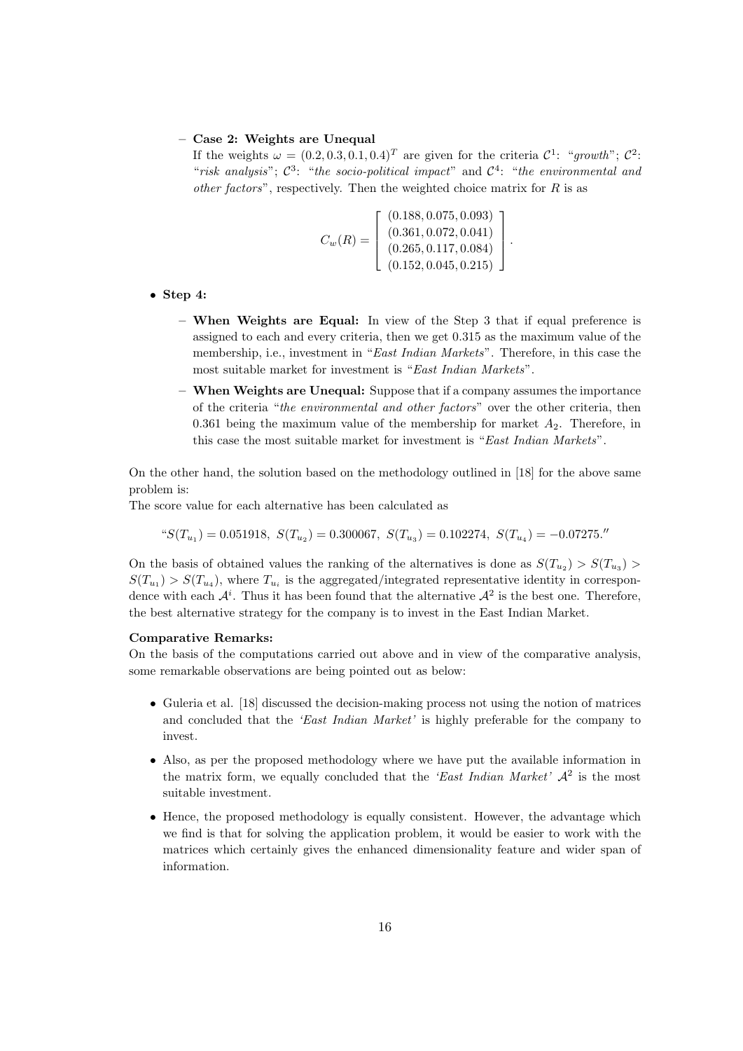- **Case 2: Weights are Unequal**
  If the weights $\omega = (0.2, 0.3, 0.1, 0.4)^T$ are given for the criteria $\mathcal{C}^1$: "*growth*"; $\mathcal{C}^2$: "*risk analysis*"; $\mathcal{C}^3$: "*the socio-political impact*" and $\mathcal{C}^4$: "*the environmental and other factors*", respectively. Then the weighted choice matrix for $R$ is as

$$C_w(R) = \begin{bmatrix} (0.188, 0.075, 0.093) \\ (0.361, 0.072, 0.041) \\ (0.265, 0.117, 0.084) \\ (0.152, 0.045, 0.215) \end{bmatrix}.$$

- **Step 4:**
  - **When Weights are Equal:** In view of the Step 3 that if equal preference is assigned to each and every criteria, then we get 0.315 as the maximum value of the membership, i.e., investment in "*East Indian Markets*". Therefore, in this case the most suitable market for investment is "*East Indian Markets*".
  - **When Weights are Unequal:** Suppose that if a company assumes the importance of the criteria "*the environmental and other factors*" over the other criteria, then 0.361 being the maximum value of the membership for market $A_2$. Therefore, in this case the most suitable market for investment is "*East Indian Markets*".

On the other hand, the solution based on the methodology outlined in [18] for the above same problem is:
The score value for each alternative has been calculated as

$$\text{“}S(T_{u_1}) = 0.051918,\ S(T_{u_2}) = 0.300067,\ S(T_{u_3}) = 0.102274,\ S(T_{u_4}) = -0.07275.\text{''}$$

On the basis of obtained values the ranking of the alternatives is done as $S(T_{u_2}) > S(T_{u_3}) > S(T_{u_1}) > S(T_{u_4})$, where $T_{u_i}$ is the aggregated/integrated representative identity in correspondence with each $\mathcal{A}^i$. Thus it has been found that the alternative $\mathcal{A}^2$ is the best one. Therefore, the best alternative strategy for the company is to invest in the East Indian Market.

**Comparative Remarks:**
On the basis of the computations carried out above and in view of the comparative analysis, some remarkable observations are being pointed out as below:

- Guleria et al. [18] discussed the decision-making process not using the notion of matrices and concluded that the *'East Indian Market'* is highly preferable for the company to invest.
- Also, as per the proposed methodology where we have put the available information in the matrix form, we equally concluded that the *'East Indian Market'* $\mathcal{A}^2$ is the most suitable investment.
- Hence, the proposed methodology is equally consistent. However, the advantage which we find is that for solving the application problem, it would be easier to work with the matrices which certainly gives the enhanced dimensionality feature and wider span of information.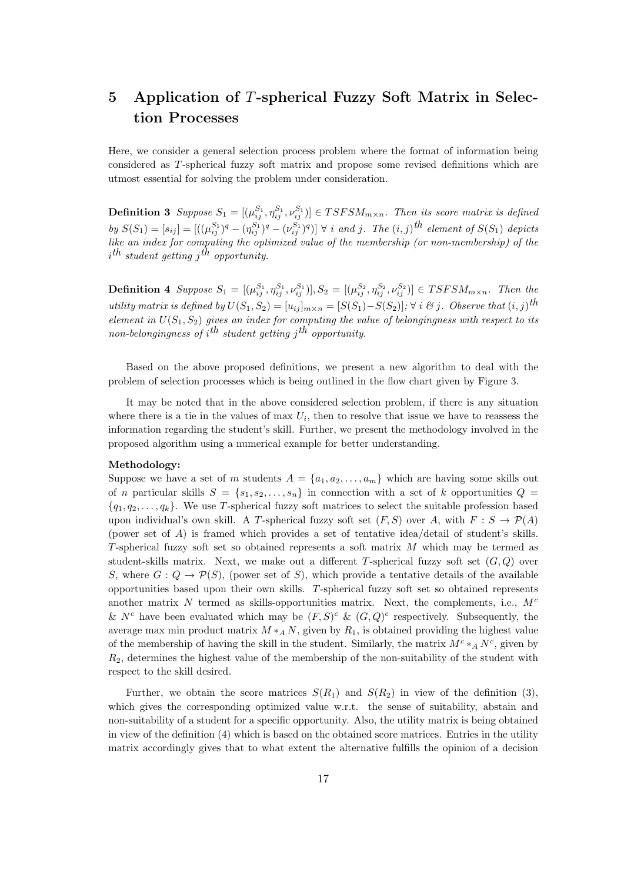# 5 Application of $T$-spherical Fuzzy Soft Matrix in Selection Processes

Here, we consider a general selection process problem where the format of information being considered as $T$-spherical fuzzy soft matrix and propose some revised definitions which are utmost essential for solving the problem under consideration.

**Definition 3** *Suppose $S_1 = [(\mu_{ij}^{S_1}, \eta_{ij}^{S_1}, \nu_{ij}^{S_1})] \in TSFSM_{m\times n}$. Then its score matrix is defined by $S(S_1) = [s_{ij}] = [((\mu_{ij}^{S_1})^q - (\eta_{ij}^{S_1})^q - (\nu_{ij}^{S_1})^q)]$ $\forall$ $i$ and $j$. The $(i,j)^{th}$ element of $S(S_1)$ depicts like an index for computing the optimized value of the membership (or non-membership) of the $i^{th}$ student getting $j^{th}$ opportunity.*

**Definition 4** *Suppose $S_1 = [(\mu_{ij}^{S_1}, \eta_{ij}^{S_1}, \nu_{ij}^{S_1})], S_2 = [(\mu_{ij}^{S_2}, \eta_{ij}^{S_2}, \nu_{ij}^{S_2})] \in TSFSM_{m\times n}$. Then the utility matrix is defined by $U(S_1, S_2) = [u_{ij}]_{m\times n} = [S(S_1) - S(S_2)]$; $\forall$ $i$ & $j$. Observe that $(i,j)^{th}$ element in $U(S_1, S_2)$ gives an index for computing the value of belongingness with respect to its non-belongingness of $i^{th}$ student getting $j^{th}$ opportunity.*

Based on the above proposed definitions, we present a new algorithm to deal with the problem of selection processes which is being outlined in the flow chart given by Figure 3.

It may be noted that in the above considered selection problem, if there is any situation where there is a tie in the values of max $U_i$, then to resolve that issue we have to reassess the information regarding the student's skill. Further, we present the methodology involved in the proposed algorithm using a numerical example for better understanding.

**Methodology:**
Suppose we have a set of $m$ students $A = \{a_1, a_2, \ldots, a_m\}$ which are having some skills out of $n$ particular skills $S = \{s_1, s_2, \ldots, s_n\}$ in connection with a set of $k$ opportunities $Q = \{q_1, q_2, \ldots, q_k\}$. We use $T$-spherical fuzzy soft matrices to select the suitable profession based upon individual's own skill. A $T$-spherical fuzzy soft set $(F, S)$ over $A$, with $F : S \to \mathcal{P}(A)$ (power set of $A$) is framed which provides a set of tentative idea/detail of student's skills. $T$-spherical fuzzy soft set so obtained represents a soft matrix $M$ which may be termed as student-skills matrix. Next, we make out a different $T$-spherical fuzzy soft set $(G, Q)$ over $S$, where $G : Q \to \mathcal{P}(S)$, (power set of $S$), which provide a tentative details of the available opportunities based upon their own skills. $T$-spherical fuzzy soft set so obtained represents another matrix $N$ termed as skills-opportunities matrix. Next, the complements, i.e., $M^c$ & $N^c$ have been evaluated which may be $(F, S)^c$ & $(G, Q)^c$ respectively. Subsequently, the average max min product matrix $M *_A N$, given by $R_1$, is obtained providing the highest value of the membership of having the skill in the student. Similarly, the matrix $M^c *_A N^c$, given by $R_2$, determines the highest value of the membership of the non-suitability of the student with respect to the skill desired.

Further, we obtain the score matrices $S(R_1)$ and $S(R_2)$ in view of the definition (3), which gives the corresponding optimized value w.r.t. the sense of suitability, abstain and non-suitability of a student for a specific opportunity. Also, the utility matrix is being obtained in view of the definition (4) which is based on the obtained score matrices. Entries in the utility matrix accordingly gives that to what extent the alternative fulfills the opinion of a decision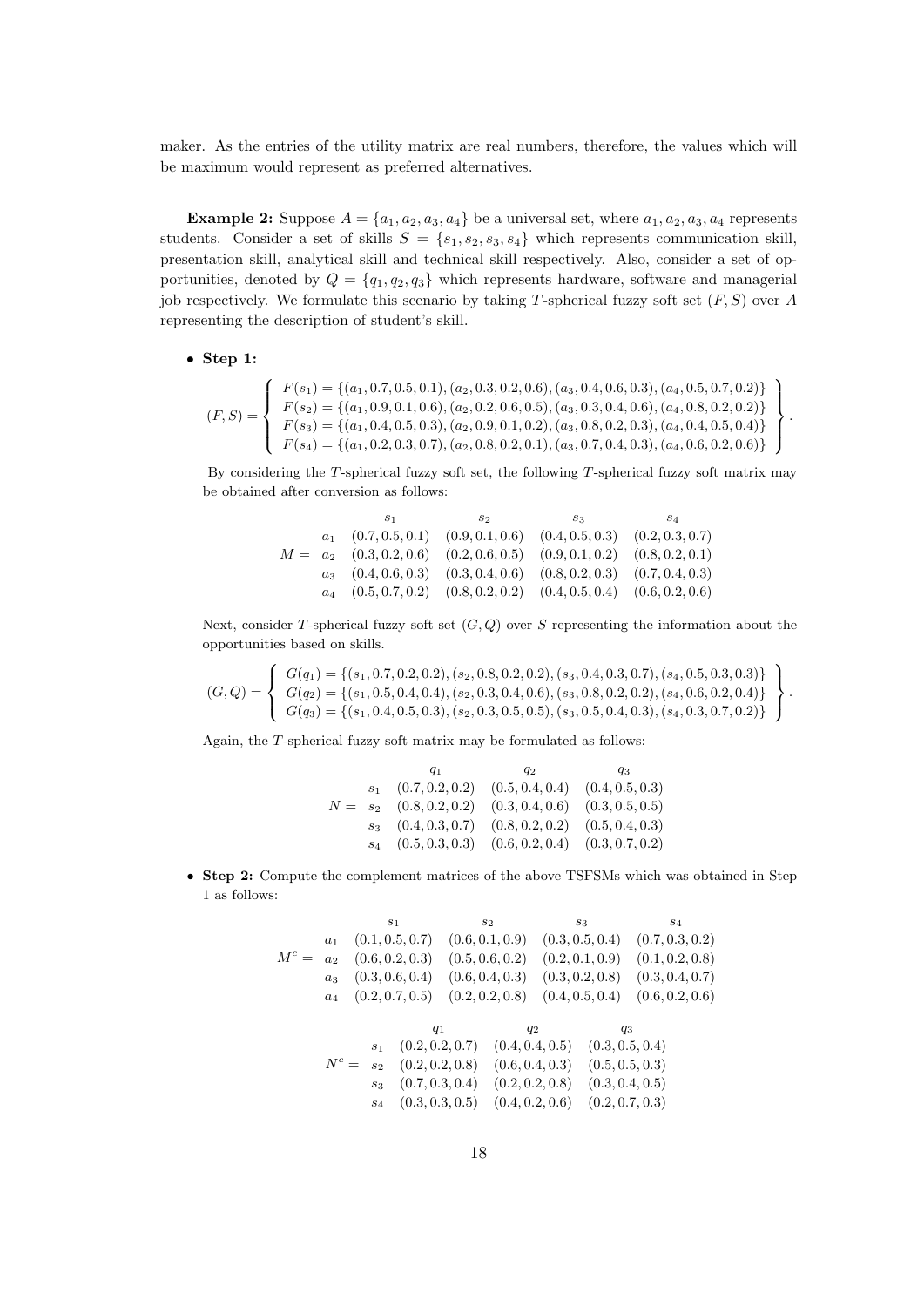maker. As the entries of the utility matrix are real numbers, therefore, the values which will be maximum would represent as preferred alternatives.

**Example 2:** Suppose $A = \{a_1, a_2, a_3, a_4\}$ be a universal set, where $a_1, a_2, a_3, a_4$ represents students. Consider a set of skills $S = \{s_1, s_2, s_3, s_4\}$ which represents communication skill, presentation skill, analytical skill and technical skill respectively. Also, consider a set of opportunities, denoted by $Q = \{q_1, q_2, q_3\}$ which represents hardware, software and managerial job respectively. We formulate this scenario by taking $T$-spherical fuzzy soft set $(F, S)$ over $A$ representing the description of student's skill.

- **Step 1:**

$$(F,S) = \left\{ \begin{array}{l} F(s_1) = \{(a_1, 0.7, 0.5, 0.1), (a_2, 0.3, 0.2, 0.6), (a_3, 0.4, 0.6, 0.3), (a_4, 0.5, 0.7, 0.2)\} \\ F(s_2) = \{(a_1, 0.9, 0.1, 0.6), (a_2, 0.2, 0.6, 0.5), (a_3, 0.3, 0.4, 0.6), (a_4, 0.8, 0.2, 0.2)\} \\ F(s_3) = \{(a_1, 0.4, 0.5, 0.3), (a_2, 0.9, 0.1, 0.2), (a_3, 0.8, 0.2, 0.3), (a_4, 0.4, 0.5, 0.4)\} \\ F(s_4) = \{(a_1, 0.2, 0.3, 0.7), (a_2, 0.8, 0.2, 0.1), (a_3, 0.7, 0.4, 0.3), (a_4, 0.6, 0.2, 0.6)\} \end{array} \right\}.$$

By considering the $T$-spherical fuzzy soft set, the following $T$-spherical fuzzy soft matrix may be obtained after conversion as follows:

$$M = \begin{array}{c} \\ a_1 \\ a_2 \\ a_3 \\ a_4 \end{array} \begin{array}{cccc} s_1 & s_2 & s_3 & s_4 \\ (0.7, 0.5, 0.1) & (0.9, 0.1, 0.6) & (0.4, 0.5, 0.3) & (0.2, 0.3, 0.7) \\ (0.3, 0.2, 0.6) & (0.2, 0.6, 0.5) & (0.9, 0.1, 0.2) & (0.8, 0.2, 0.1) \\ (0.4, 0.6, 0.3) & (0.3, 0.4, 0.6) & (0.8, 0.2, 0.3) & (0.7, 0.4, 0.3) \\ (0.5, 0.7, 0.2) & (0.8, 0.2, 0.2) & (0.4, 0.5, 0.4) & (0.6, 0.2, 0.6) \end{array}$$

Next, consider $T$-spherical fuzzy soft set $(G, Q)$ over $S$ representing the information about the opportunities based on skills.

$$(G,Q) = \left\{ \begin{array}{l} G(q_1) = \{(s_1, 0.7, 0.2, 0.2), (s_2, 0.8, 0.2, 0.2), (s_3, 0.4, 0.3, 0.7), (s_4, 0.5, 0.3, 0.3)\} \\ G(q_2) = \{(s_1, 0.5, 0.4, 0.4), (s_2, 0.3, 0.4, 0.6), (s_3, 0.8, 0.2, 0.2), (s_4, 0.6, 0.2, 0.4)\} \\ G(q_3) = \{(s_1, 0.4, 0.5, 0.3), (s_2, 0.3, 0.5, 0.5), (s_3, 0.5, 0.4, 0.3), (s_4, 0.3, 0.7, 0.2)\} \end{array} \right\}.$$

Again, the $T$-spherical fuzzy soft matrix may be formulated as follows:

$$N = \begin{array}{c} \\ s_1 \\ s_2 \\ s_3 \\ s_4 \end{array} \begin{array}{ccc} q_1 & q_2 & q_3 \\ (0.7, 0.2, 0.2) & (0.5, 0.4, 0.4) & (0.4, 0.5, 0.3) \\ (0.8, 0.2, 0.2) & (0.3, 0.4, 0.6) & (0.3, 0.5, 0.5) \\ (0.4, 0.3, 0.7) & (0.8, 0.2, 0.2) & (0.5, 0.4, 0.3) \\ (0.5, 0.3, 0.3) & (0.6, 0.2, 0.4) & (0.3, 0.7, 0.2) \end{array}$$

- **Step 2:** Compute the complement matrices of the above TSFSMs which was obtained in Step 1 as follows:

$$M^c = \begin{array}{c} \\ a_1 \\ a_2 \\ a_3 \\ a_4 \end{array} \begin{array}{cccc} s_1 & s_2 & s_3 & s_4 \\ (0.1, 0.5, 0.7) & (0.6, 0.1, 0.9) & (0.3, 0.5, 0.4) & (0.7, 0.3, 0.2) \\ (0.6, 0.2, 0.3) & (0.5, 0.6, 0.2) & (0.2, 0.1, 0.9) & (0.1, 0.2, 0.8) \\ (0.3, 0.6, 0.4) & (0.6, 0.4, 0.3) & (0.3, 0.2, 0.8) & (0.3, 0.4, 0.7) \\ (0.2, 0.7, 0.5) & (0.2, 0.2, 0.8) & (0.4, 0.5, 0.4) & (0.6, 0.2, 0.6) \end{array}$$

$$N^c = \begin{array}{c} \\ s_1 \\ s_2 \\ s_3 \\ s_4 \end{array} \begin{array}{ccc} q_1 & q_2 & q_3 \\ (0.2, 0.2, 0.7) & (0.4, 0.4, 0.5) & (0.3, 0.5, 0.4) \\ (0.2, 0.2, 0.8) & (0.6, 0.4, 0.3) & (0.5, 0.5, 0.3) \\ (0.7, 0.3, 0.4) & (0.2, 0.2, 0.8) & (0.3, 0.4, 0.5) \\ (0.3, 0.3, 0.5) & (0.4, 0.2, 0.6) & (0.2, 0.7, 0.3) \end{array}$$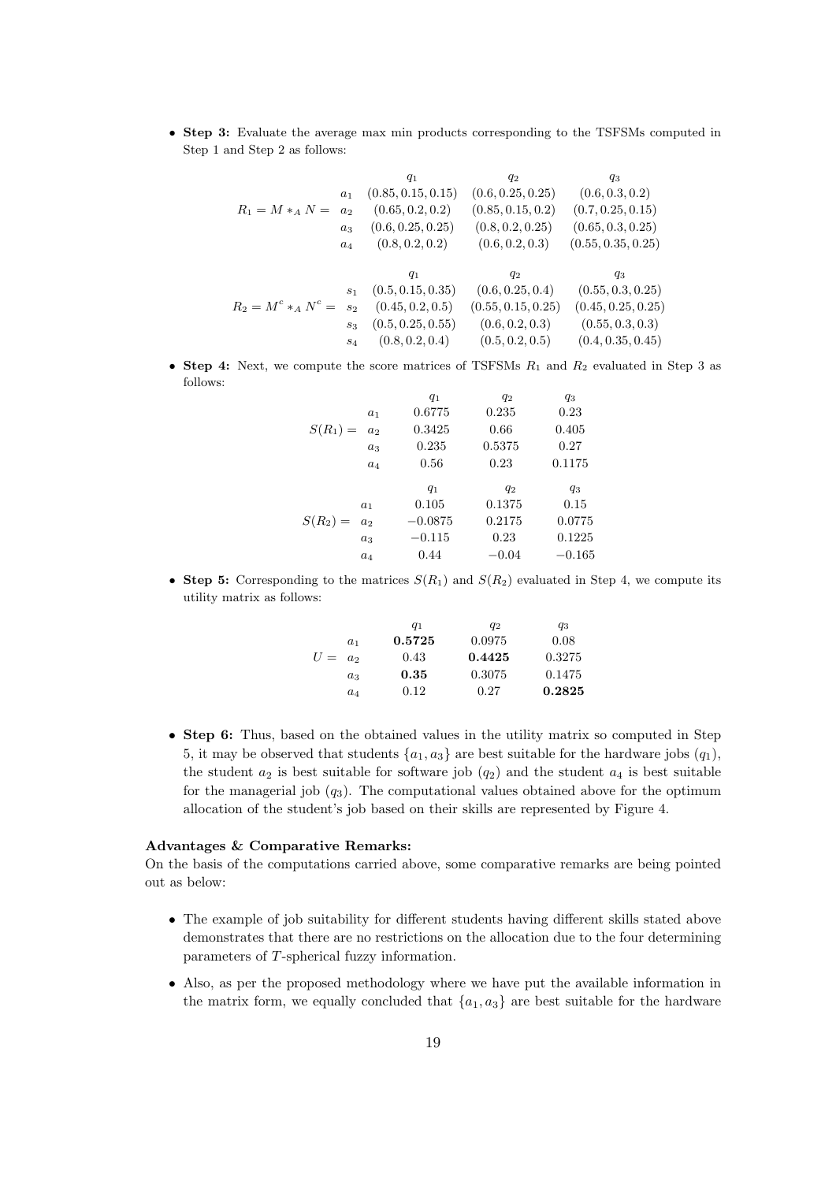- **Step 3:** Evaluate the average max min products corresponding to the TSFSMs computed in Step 1 and Step 2 as follows:

$$
R_1 = M *_A N = \begin{array}{c|ccc}
 & q_1 & q_2 & q_3 \\
a_1 & (0.85, 0.15, 0.15) & (0.6, 0.25, 0.25) & (0.6, 0.3, 0.2) \\
a_2 & (0.65, 0.2, 0.2) & (0.85, 0.15, 0.2) & (0.7, 0.25, 0.15) \\
a_3 & (0.6, 0.25, 0.25) & (0.8, 0.2, 0.25) & (0.65, 0.3, 0.25) \\
a_4 & (0.8, 0.2, 0.2) & (0.6, 0.2, 0.3) & (0.55, 0.35, 0.25)
\end{array}
$$

$$
R_2 = M^c *_A N^c = \begin{array}{c|ccc}
 & q_1 & q_2 & q_3 \\
s_1 & (0.5, 0.15, 0.35) & (0.6, 0.25, 0.4) & (0.55, 0.3, 0.25) \\
s_2 & (0.45, 0.2, 0.5) & (0.55, 0.15, 0.25) & (0.45, 0.25, 0.25) \\
s_3 & (0.5, 0.25, 0.55) & (0.6, 0.2, 0.3) & (0.55, 0.3, 0.3) \\
s_4 & (0.8, 0.2, 0.4) & (0.5, 0.2, 0.5) & (0.4, 0.35, 0.45)
\end{array}
$$

- **Step 4:** Next, we compute the score matrices of TSFSMs $R_1$ and $R_2$ evaluated in Step 3 as follows:

$$
S(R_1) = \begin{array}{c|ccc}
 & q_1 & q_2 & q_3 \\
a_1 & 0.6775 & 0.235 & 0.23 \\
a_2 & 0.3425 & 0.66 & 0.405 \\
a_3 & 0.235 & 0.5375 & 0.27 \\
a_4 & 0.56 & 0.23 & 0.1175
\end{array}
$$

$$
S(R_2) = \begin{array}{c|ccc}
 & q_1 & q_2 & q_3 \\
a_1 & 0.105 & 0.1375 & 0.15 \\
a_2 & -0.0875 & 0.2175 & 0.0775 \\
a_3 & -0.115 & 0.23 & 0.1225 \\
a_4 & 0.44 & -0.04 & -0.165
\end{array}
$$

- **Step 5:** Corresponding to the matrices $S(R_1)$ and $S(R_2)$ evaluated in Step 4, we compute its utility matrix as follows:

$$
U = \begin{array}{c|ccc}
 & q_1 & q_2 & q_3 \\
a_1 & \mathbf{0.5725} & 0.0975 & 0.08 \\
a_2 & 0.43 & \mathbf{0.4425} & 0.3275 \\
a_3 & \mathbf{0.35} & 0.3075 & 0.1475 \\
a_4 & 0.12 & 0.27 & \mathbf{0.2825}
\end{array}
$$

- **Step 6:** Thus, based on the obtained values in the utility matrix so computed in Step 5, it may be observed that students $\{a_1, a_3\}$ are best suitable for the hardware jobs $(q_1)$, the student $a_2$ is best suitable for software job $(q_2)$ and the student $a_4$ is best suitable for the managerial job $(q_3)$. The computational values obtained above for the optimum allocation of the student's job based on their skills are represented by Figure 4.

**Advantages & Comparative Remarks:**

On the basis of the computations carried above, some comparative remarks are being pointed out as below:

- The example of job suitability for different students having different skills stated above demonstrates that there are no restrictions on the allocation due to the four determining parameters of $T$-spherical fuzzy information.
- Also, as per the proposed methodology where we have put the available information in the matrix form, we equally concluded that $\{a_1, a_3\}$ are best suitable for the hardware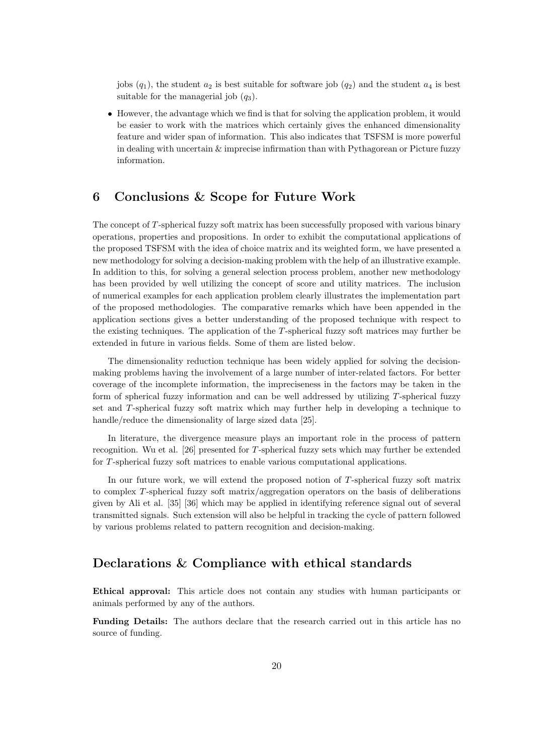jobs ($q_1$), the student $a_2$ is best suitable for software job ($q_2$) and the student $a_4$ is best suitable for the managerial job ($q_3$).

- However, the advantage which we find is that for solving the application problem, it would be easier to work with the matrices which certainly gives the enhanced dimensionality feature and wider span of information. This also indicates that TSFSM is more powerful in dealing with uncertain & imprecise infirmation than with Pythagorean or Picture fuzzy information.

## 6 Conclusions & Scope for Future Work

The concept of $T$-spherical fuzzy soft matrix has been successfully proposed with various binary operations, properties and propositions. In order to exhibit the computational applications of the proposed TSFSM with the idea of choice matrix and its weighted form, we have presented a new methodology for solving a decision-making problem with the help of an illustrative example. In addition to this, for solving a general selection process problem, another new methodology has been provided by well utilizing the concept of score and utility matrices. The inclusion of numerical examples for each application problem clearly illustrates the implementation part of the proposed methodologies. The comparative remarks which have been appended in the application sections gives a better understanding of the proposed technique with respect to the existing techniques. The application of the $T$-spherical fuzzy soft matrices may further be extended in future in various fields. Some of them are listed below.

The dimensionality reduction technique has been widely applied for solving the decision-making problems having the involvement of a large number of inter-related factors. For better coverage of the incomplete information, the impreciseness in the factors may be taken in the form of spherical fuzzy information and can be well addressed by utilizing $T$-spherical fuzzy set and $T$-spherical fuzzy soft matrix which may further help in developing a technique to handle/reduce the dimensionality of large sized data [25].

In literature, the divergence measure plays an important role in the process of pattern recognition. Wu et al. [26] presented for $T$-spherical fuzzy sets which may further be extended for $T$-spherical fuzzy soft matrices to enable various computational applications.

In our future work, we will extend the proposed notion of $T$-spherical fuzzy soft matrix to complex $T$-spherical fuzzy soft matrix/aggregation operators on the basis of deliberations given by Ali et al. [35] [36] which may be applied in identifying reference signal out of several transmitted signals. Such extension will also be helpful in tracking the cycle of pattern followed by various problems related to pattern recognition and decision-making.

## Declarations & Compliance with ethical standards

**Ethical approval:** This article does not contain any studies with human participants or animals performed by any of the authors.

**Funding Details:** The authors declare that the research carried out in this article has no source of funding.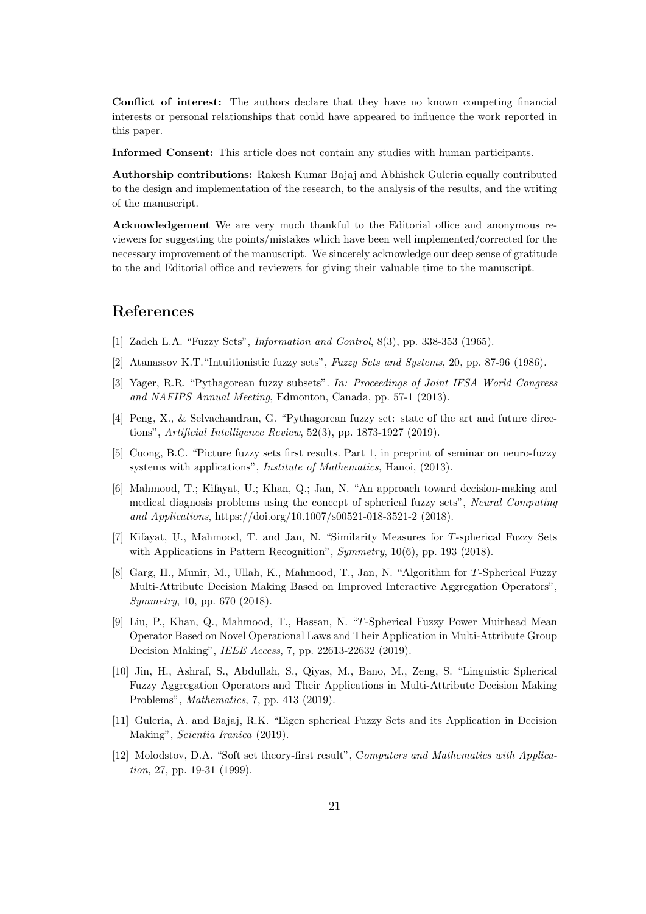**Conflict of interest:** The authors declare that they have no known competing financial interests or personal relationships that could have appeared to influence the work reported in this paper.

**Informed Consent:** This article does not contain any studies with human participants.

**Authorship contributions:** Rakesh Kumar Bajaj and Abhishek Guleria equally contributed to the design and implementation of the research, to the analysis of the results, and the writing of the manuscript.

**Acknowledgement** We are very much thankful to the Editorial office and anonymous reviewers for suggesting the points/mistakes which have been well implemented/corrected for the necessary improvement of the manuscript. We sincerely acknowledge our deep sense of gratitude to the and Editorial office and reviewers for giving their valuable time to the manuscript.

# References

[1] Zadeh L.A. "Fuzzy Sets", *Information and Control*, 8(3), pp. 338-353 (1965).

[2] Atanassov K.T."Intuitionistic fuzzy sets", *Fuzzy Sets and Systems*, 20, pp. 87-96 (1986).

[3] Yager, R.R. "Pythagorean fuzzy subsets". *In: Proceedings of Joint IFSA World Congress and NAFIPS Annual Meeting*, Edmonton, Canada, pp. 57-1 (2013).

[4] Peng, X., & Selvachandran, G. "Pythagorean fuzzy set: state of the art and future directions", *Artificial Intelligence Review*, 52(3), pp. 1873-1927 (2019).

[5] Cuong, B.C. "Picture fuzzy sets first results. Part 1, in preprint of seminar on neuro-fuzzy systems with applications", *Institute of Mathematics*, Hanoi, (2013).

[6] Mahmood, T.; Kifayat, U.; Khan, Q.; Jan, N. "An approach toward decision-making and medical diagnosis problems using the concept of spherical fuzzy sets", *Neural Computing and Applications*, https://doi.org/10.1007/s00521-018-3521-2 (2018).

[7] Kifayat, U., Mahmood, T. and Jan, N. "Similarity Measures for $T$-spherical Fuzzy Sets with Applications in Pattern Recognition", *Symmetry*, 10(6), pp. 193 (2018).

[8] Garg, H., Munir, M., Ullah, K., Mahmood, T., Jan, N. "Algorithm for $T$-Spherical Fuzzy Multi-Attribute Decision Making Based on Improved Interactive Aggregation Operators", *Symmetry*, 10, pp. 670 (2018).

[9] Liu, P., Khan, Q., Mahmood, T., Hassan, N. "$T$-Spherical Fuzzy Power Muirhead Mean Operator Based on Novel Operational Laws and Their Application in Multi-Attribute Group Decision Making", *IEEE Access*, 7, pp. 22613-22632 (2019).

[10] Jin, H., Ashraf, S., Abdullah, S., Qiyas, M., Bano, M., Zeng, S. "Linguistic Spherical Fuzzy Aggregation Operators and Their Applications in Multi-Attribute Decision Making Problems", *Mathematics*, 7, pp. 413 (2019).

[11] Guleria, A. and Bajaj, R.K. "Eigen spherical Fuzzy Sets and its Application in Decision Making", *Scientia Iranica* (2019).

[12] Molodstov, D.A. "Soft set theory-first result", C*omputers and Mathematics with Application*, 27, pp. 19-31 (1999).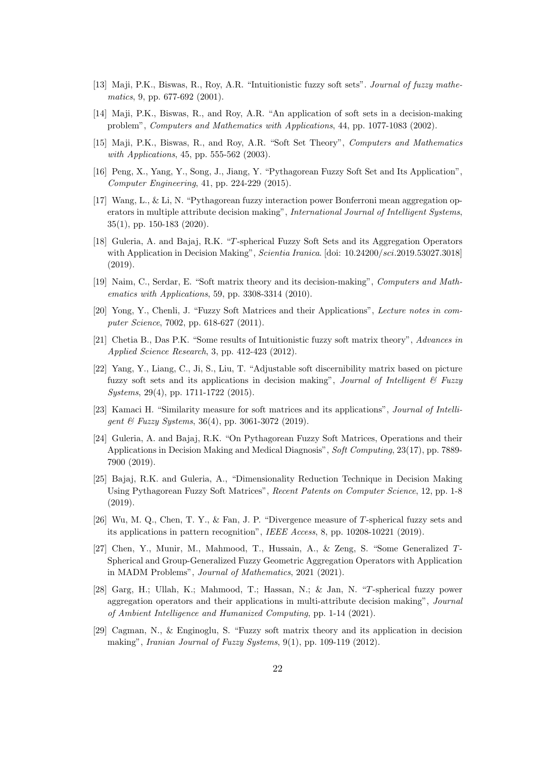[13] Maji, P.K., Biswas, R., Roy, A.R. "Intuitionistic fuzzy soft sets". *Journal of fuzzy mathematics*, 9, pp. 677-692 (2001).

[14] Maji, P.K., Biswas, R., and Roy, A.R. "An application of soft sets in a decision-making problem", *Computers and Mathematics with Applications*, 44, pp. 1077-1083 (2002).

[15] Maji, P.K., Biswas, R., and Roy, A.R. "Soft Set Theory", *Computers and Mathematics with Applications*, 45, pp. 555-562 (2003).

[16] Peng, X., Yang, Y., Song, J., Jiang, Y. "Pythagorean Fuzzy Soft Set and Its Application", *Computer Engineering*, 41, pp. 224-229 (2015).

[17] Wang, L., & Li, N. "Pythagorean fuzzy interaction power Bonferroni mean aggregation operators in multiple attribute decision making", *International Journal of Intelligent Systems*, 35(1), pp. 150-183 (2020).

[18] Guleria, A. and Bajaj, R.K. "$T$-spherical Fuzzy Soft Sets and its Aggregation Operators with Application in Decision Making", *Scientia Iranica*. [doi: 10.24200/*sci*.2019.53027.3018] (2019).

[19] Naim, C., Serdar, E. "Soft matrix theory and its decision-making", *Computers and Mathematics with Applications*, 59, pp. 3308-3314 (2010).

[20] Yong, Y., Chenli, J. "Fuzzy Soft Matrices and their Applications", *Lecture notes in computer Science*, 7002, pp. 618-627 (2011).

[21] Chetia B., Das P.K. "Some results of Intuitionistic fuzzy soft matrix theory", *Advances in Applied Science Research*, 3, pp. 412-423 (2012).

[22] Yang, Y., Liang, C., Ji, S., Liu, T. "Adjustable soft discernibility matrix based on picture fuzzy soft sets and its applications in decision making", *Journal of Intelligent & Fuzzy Systems*, 29(4), pp. 1711-1722 (2015).

[23] Kamaci H. "Similarity measure for soft matrices and its applications", *Journal of Intelligent & Fuzzy Systems*, 36(4), pp. 3061-3072 (2019).

[24] Guleria, A. and Bajaj, R.K. "On Pythagorean Fuzzy Soft Matrices, Operations and their Applications in Decision Making and Medical Diagnosis", *Soft Computing*, 23(17), pp. 7889-7900 (2019).

[25] Bajaj, R.K. and Guleria, A., "Dimensionality Reduction Technique in Decision Making Using Pythagorean Fuzzy Soft Matrices", *Recent Patents on Computer Science*, 12, pp. 1-8 (2019).

[26] Wu, M. Q., Chen, T. Y., & Fan, J. P. "Divergence measure of $T$-spherical fuzzy sets and its applications in pattern recognition", *IEEE Access*, 8, pp. 10208-10221 (2019).

[27] Chen, Y., Munir, M., Mahmood, T., Hussain, A., & Zeng, S. "Some Generalized $T$-Spherical and Group-Generalized Fuzzy Geometric Aggregation Operators with Application in MADM Problems", *Journal of Mathematics*, 2021 (2021).

[28] Garg, H.; Ullah, K.; Mahmood, T.; Hassan, N.; & Jan, N. "$T$-spherical fuzzy power aggregation operators and their applications in multi-attribute decision making", *Journal of Ambient Intelligence and Humanized Computing*, pp. 1-14 (2021).

[29] Cagman, N., & Enginoglu, S. "Fuzzy soft matrix theory and its application in decision making", *Iranian Journal of Fuzzy Systems*, 9(1), pp. 109-119 (2012).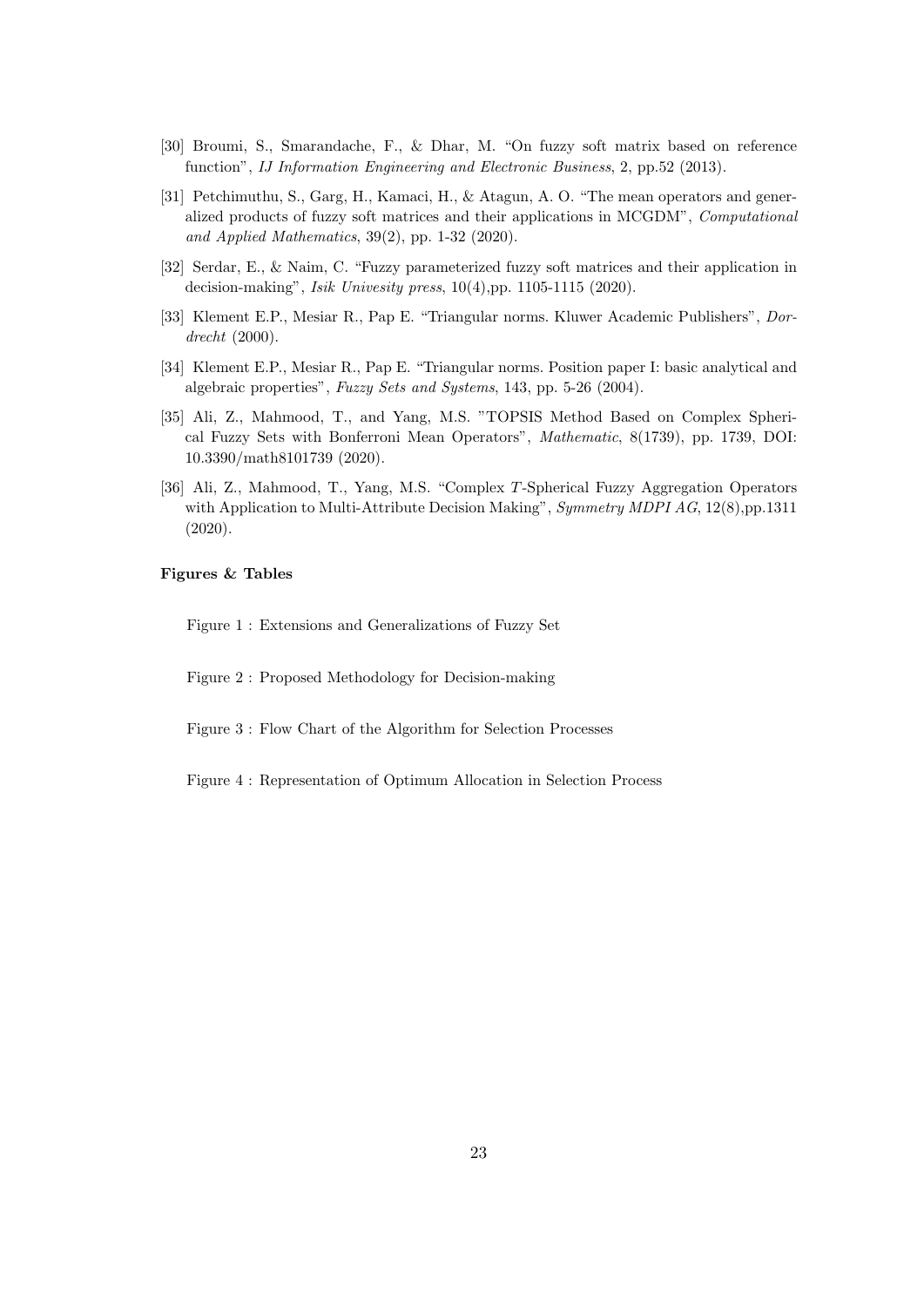[30] Broumi, S., Smarandache, F., & Dhar, M. "On fuzzy soft matrix based on reference function", *IJ Information Engineering and Electronic Business*, 2, pp.52 (2013).

[31] Petchimuthu, S., Garg, H., Kamaci, H., & Atagun, A. O. "The mean operators and generalized products of fuzzy soft matrices and their applications in MCGDM", *Computational and Applied Mathematics*, 39(2), pp. 1-32 (2020).

[32] Serdar, E., & Naim, C. "Fuzzy parameterized fuzzy soft matrices and their application in decision-making", *Isik Univesity press*, 10(4),pp. 1105-1115 (2020).

[33] Klement E.P., Mesiar R., Pap E. "Triangular norms. Kluwer Academic Publishers", *Dordrecht* (2000).

[34] Klement E.P., Mesiar R., Pap E. "Triangular norms. Position paper I: basic analytical and algebraic properties", *Fuzzy Sets and Systems*, 143, pp. 5-26 (2004).

[35] Ali, Z., Mahmood, T., and Yang, M.S. "TOPSIS Method Based on Complex Spherical Fuzzy Sets with Bonferroni Mean Operators", *Mathematic*, 8(1739), pp. 1739, DOI: 10.3390/math8101739 (2020).

[36] Ali, Z., Mahmood, T., Yang, M.S. "Complex $T$-Spherical Fuzzy Aggregation Operators with Application to Multi-Attribute Decision Making", *Symmetry MDPI AG*, 12(8),pp.1311 (2020).

**Figures & Tables**

Figure 1 : Extensions and Generalizations of Fuzzy Set

Figure 2 : Proposed Methodology for Decision-making

Figure 3 : Flow Chart of the Algorithm for Selection Processes

Figure 4 : Representation of Optimum Allocation in Selection Process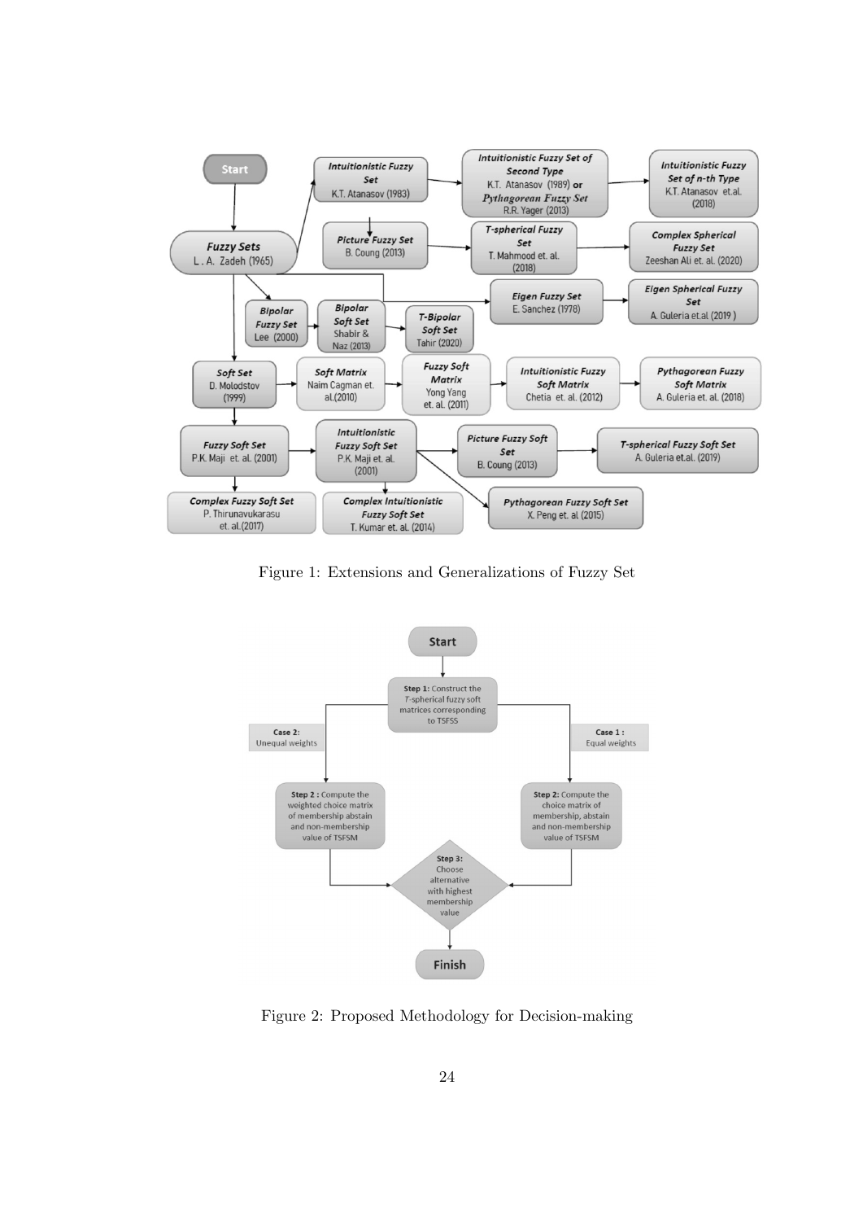Figure 1: Extensions and Generalizations of Fuzzy Set

Figure 2: Proposed Methodology for Decision-making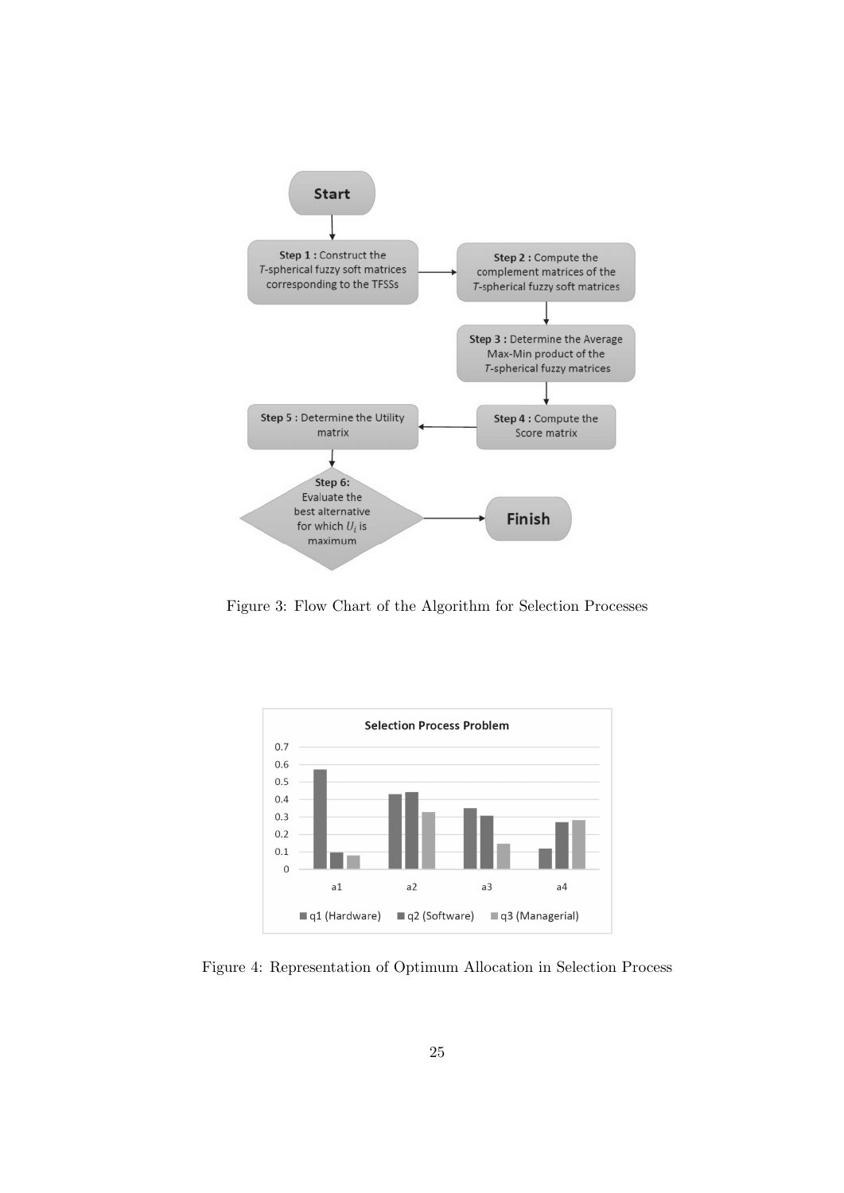Figure 3: Flow Chart of the Algorithm for Selection Processes

Figure 4: Representation of Optimum Allocation in Selection Process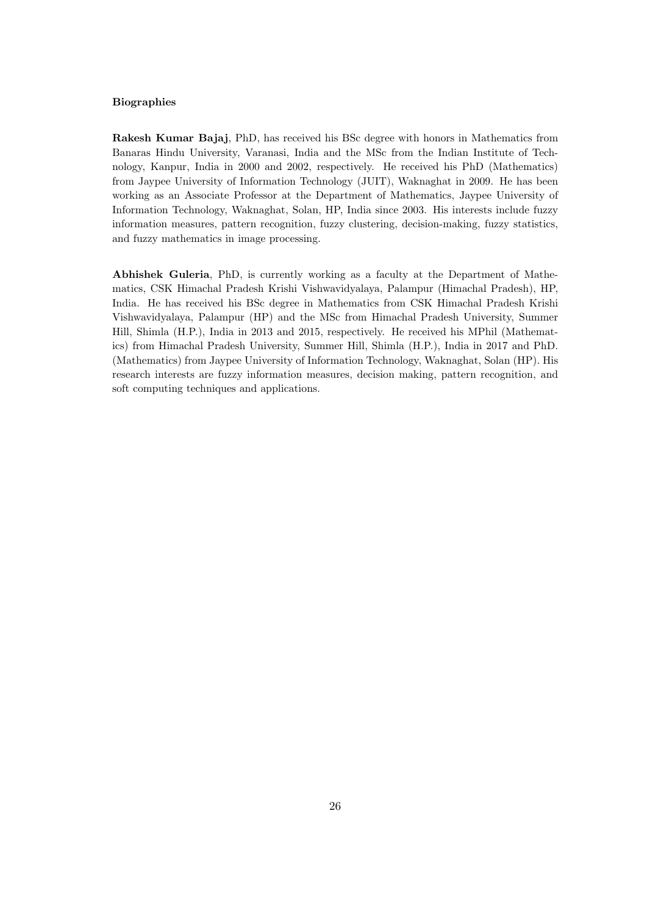**Biographies**

**Rakesh Kumar Bajaj**, PhD, has received his BSc degree with honors in Mathematics from Banaras Hindu University, Varanasi, India and the MSc from the Indian Institute of Technology, Kanpur, India in 2000 and 2002, respectively. He received his PhD (Mathematics) from Jaypee University of Information Technology (JUIT), Waknaghat in 2009. He has been working as an Associate Professor at the Department of Mathematics, Jaypee University of Information Technology, Waknaghat, Solan, HP, India since 2003. His interests include fuzzy information measures, pattern recognition, fuzzy clustering, decision-making, fuzzy statistics, and fuzzy mathematics in image processing.

**Abhishek Guleria**, PhD, is currently working as a faculty at the Department of Mathematics, CSK Himachal Pradesh Krishi Vishwavidyalaya, Palampur (Himachal Pradesh), HP, India. He has received his BSc degree in Mathematics from CSK Himachal Pradesh Krishi Vishwavidyalaya, Palampur (HP) and the MSc from Himachal Pradesh University, Summer Hill, Shimla (H.P.), India in 2013 and 2015, respectively. He received his MPhil (Mathematics) from Himachal Pradesh University, Summer Hill, Shimla (H.P.), India in 2017 and PhD. (Mathematics) from Jaypee University of Information Technology, Waknaghat, Solan (HP). His research interests are fuzzy information measures, decision making, pattern recognition, and soft computing techniques and applications.